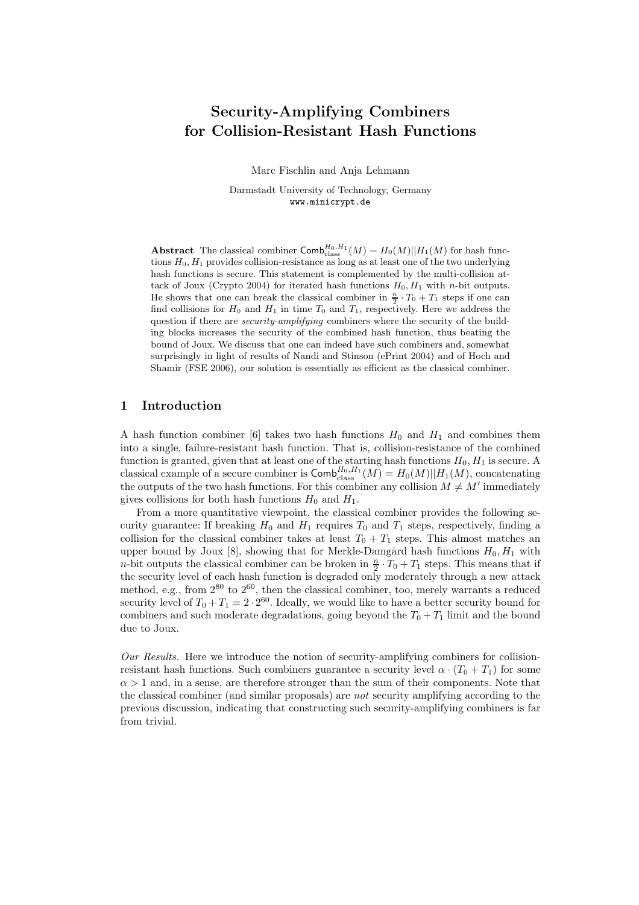# Security-Amplifying Combiners for Collision-Resistant Hash Functions

Marc Fischlin and Anja Lehmann

Darmstadt University of Technology, Germany
www.minicrypt.de

**Abstract** The classical combiner $\mathsf{Comb}_{\text{class}}^{H_0,H_1}(M) = H_0(M)||H_1(M)$ for hash functions $H_0, H_1$ provides collision-resistance as long as at least one of the two underlying hash functions is secure. This statement is complemented by the multi-collision attack of Joux (Crypto 2004) for iterated hash functions $H_0, H_1$ with $n$-bit outputs. He shows that one can break the classical combiner in $\frac{n}{2} \cdot T_0 + T_1$ steps if one can find collisions for $H_0$ and $H_1$ in time $T_0$ and $T_1$, respectively. Here we address the question if there are *security-amplifying* combiners where the security of the building blocks increases the security of the combined hash function, thus beating the bound of Joux. We discuss that one can indeed have such combiners and, somewhat surprisingly in light of results of Nandi and Stinson (ePrint 2004) and of Hoch and Shamir (FSE 2006), our solution is essentially as efficient as the classical combiner.

## 1 Introduction

A hash function combiner [6] takes two hash functions $H_0$ and $H_1$ and combines them into a single, failure-resistant hash function. That is, collision-resistance of the combined function is granted, given that at least one of the starting hash functions $H_0, H_1$ is secure. A classical example of a secure combiner is $\mathsf{Comb}_{\text{class}}^{H_0,H_1}(M) = H_0(M)||H_1(M)$, concatenating the outputs of the two hash functions. For this combiner any collision $M \neq M'$ immediately gives collisions for both hash functions $H_0$ and $H_1$.

From a more quantitative viewpoint, the classical combiner provides the following security guarantee: If breaking $H_0$ and $H_1$ requires $T_0$ and $T_1$ steps, respectively, finding a collision for the classical combiner takes at least $T_0 + T_1$ steps. This almost matches an upper bound by Joux [8], showing that for Merkle-Damgård hash functions $H_0, H_1$ with $n$-bit outputs the classical combiner can be broken in $\frac{n}{2} \cdot T_0 + T_1$ steps. This means that if the security level of each hash function is degraded only moderately through a new attack method, e.g., from $2^{80}$ to $2^{60}$, then the classical combiner, too, merely warrants a reduced security level of $T_0 + T_1 = 2 \cdot 2^{60}$. Ideally, we would like to have a better security bound for combiners and such moderate degradations, going beyond the $T_0 + T_1$ limit and the bound due to Joux.

*Our Results.* Here we introduce the notion of security-amplifying combiners for collision-resistant hash functions. Such combiners guarantee a security level $\alpha \cdot (T_0 + T_1)$ for some $\alpha > 1$ and, in a sense, are therefore stronger than the sum of their components. Note that the classical combiner (and similar proposals) are *not* security amplifying according to the previous discussion, indicating that constructing such security-amplifying combiners is far from trivial.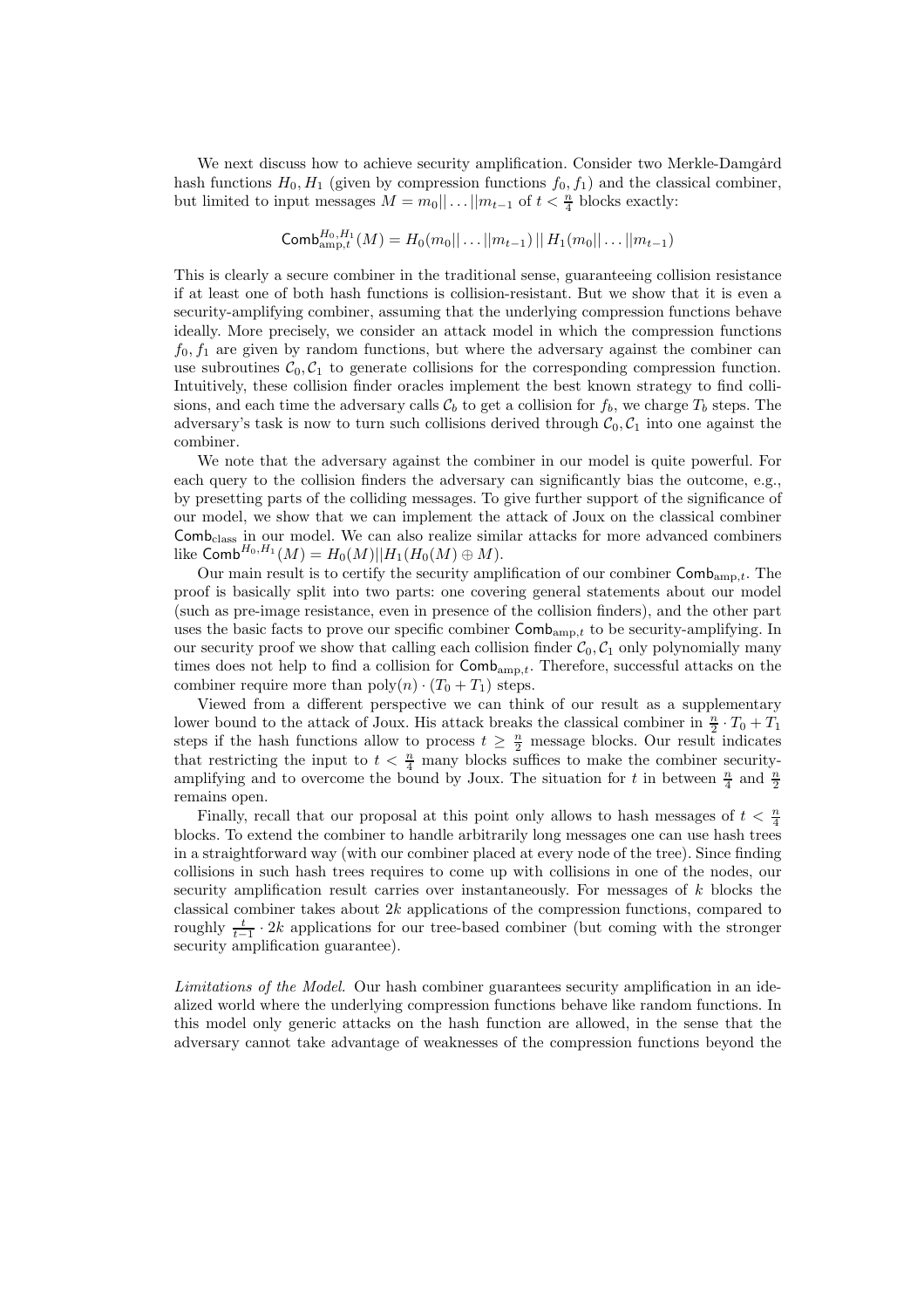We next discuss how to achieve security amplification. Consider two Merkle-Damgård hash functions $H_0, H_1$ (given by compression functions $f_0, f_1$) and the classical combiner, but limited to input messages $M = m_0|| \dots ||m_{t-1}$ of $t < \frac{n}{4}$ blocks exactly:

$$\mathsf{Comb}^{H_0,H_1}_{\text{amp},t}(M) = H_0(m_0|| \dots ||m_{t-1}) \,||\, H_1(m_0|| \dots ||m_{t-1})$$

This is clearly a secure combiner in the traditional sense, guaranteeing collision resistance if at least one of both hash functions is collision-resistant. But we show that it is even a security-amplifying combiner, assuming that the underlying compression functions behave ideally. More precisely, we consider an attack model in which the compression functions $f_0, f_1$ are given by random functions, but where the adversary against the combiner can use subroutines $\mathcal{C}_0, \mathcal{C}_1$ to generate collisions for the corresponding compression function. Intuitively, these collision finder oracles implement the best known strategy to find collisions, and each time the adversary calls $\mathcal{C}_b$ to get a collision for $f_b$, we charge $T_b$ steps. The adversary's task is now to turn such collisions derived through $\mathcal{C}_0, \mathcal{C}_1$ into one against the combiner.

We note that the adversary against the combiner in our model is quite powerful. For each query to the collision finders the adversary can significantly bias the outcome, e.g., by presetting parts of the colliding messages. To give further support of the significance of our model, we show that we can implement the attack of Joux on the classical combiner $\mathsf{Comb}_{\text{class}}$ in our model. We can also realize similar attacks for more advanced combiners like $\mathsf{Comb}^{H_0,H_1}(M) = H_0(M)||H_1(H_0(M) \oplus M)$.

Our main result is to certify the security amplification of our combiner $\mathsf{Comb}_{\text{amp},t}$. The proof is basically split into two parts: one covering general statements about our model (such as pre-image resistance, even in presence of the collision finders), and the other part uses the basic facts to prove our specific combiner $\mathsf{Comb}_{\text{amp},t}$ to be security-amplifying. In our security proof we show that calling each collision finder $\mathcal{C}_0, \mathcal{C}_1$ only polynomially many times does not help to find a collision for $\mathsf{Comb}_{\text{amp},t}$. Therefore, successful attacks on the combiner require more than $\text{poly}(n) \cdot (T_0 + T_1)$ steps.

Viewed from a different perspective we can think of our result as a supplementary lower bound to the attack of Joux. His attack breaks the classical combiner in $\frac{n}{2} \cdot T_0 + T_1$ steps if the hash functions allow to process $t \geq \frac{n}{2}$ message blocks. Our result indicates that restricting the input to $t < \frac{n}{4}$ many blocks suffices to make the combiner security-amplifying and to overcome the bound by Joux. The situation for $t$ in between $\frac{n}{4}$ and $\frac{n}{2}$ remains open.

Finally, recall that our proposal at this point only allows to hash messages of $t < \frac{n}{4}$ blocks. To extend the combiner to handle arbitrarily long messages one can use hash trees in a straightforward way (with our combiner placed at every node of the tree). Since finding collisions in such hash trees requires to come up with collisions in one of the nodes, our security amplification result carries over instantaneously. For messages of $k$ blocks the classical combiner takes about $2k$ applications of the compression functions, compared to roughly $\frac{t}{t-1} \cdot 2k$ applications for our tree-based combiner (but coming with the stronger security amplification guarantee).

*Limitations of the Model.* Our hash combiner guarantees security amplification in an idealized world where the underlying compression functions behave like random functions. In this model only generic attacks on the hash function are allowed, in the sense that the adversary cannot take advantage of weaknesses of the compression functions beyond the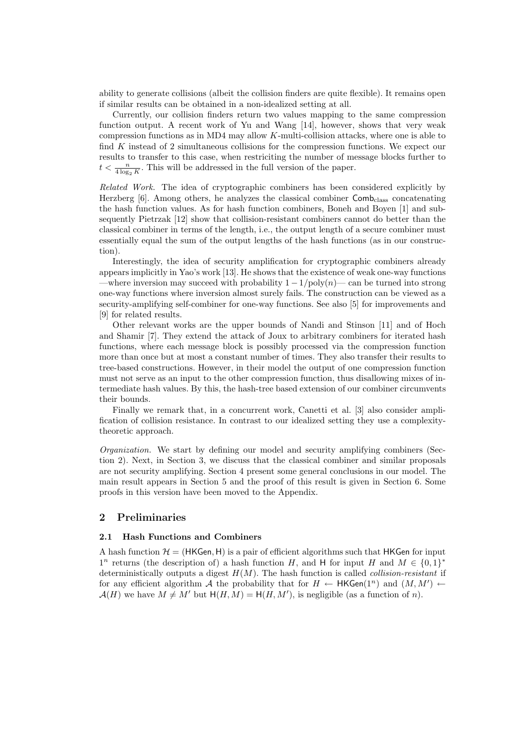ability to generate collisions (albeit the collision finders are quite flexible). It remains open if similar results can be obtained in a non-idealized setting at all.

Currently, our collision finders return two values mapping to the same compression function output. A recent work of Yu and Wang [14], however, shows that very weak compression functions as in MD4 may allow $K$-multi-collision attacks, where one is able to find $K$ instead of 2 simultaneous collisions for the compression functions. We expect our results to transfer to this case, when restriciting the number of message blocks further to $t < \frac{n}{4 \log_2 K}$. This will be addressed in the full version of the paper.

*Related Work.* The idea of cryptographic combiners has been considered explicitly by Herzberg [6]. Among others, he analyzes the classical combiner $\mathsf{Comb}_{\text{class}}$ concatenating the hash function values. As for hash function combiners, Boneh and Boyen [1] and subsequently Pietrzak [12] show that collision-resistant combiners cannot do better than the classical combiner in terms of the length, i.e., the output length of a secure combiner must essentially equal the sum of the output lengths of the hash functions (as in our construction).

Interestingly, the idea of security amplification for cryptographic combiners already appears implicitly in Yao's work [13]. He shows that the existence of weak one-way functions —where inversion may succeed with probability $1 - 1/\text{poly}(n)$— can be turned into strong one-way functions where inversion almost surely fails. The construction can be viewed as a security-amplifying self-combiner for one-way functions. See also [5] for improvements and [9] for related results.

Other relevant works are the upper bounds of Nandi and Stinson [11] and of Hoch and Shamir [7]. They extend the attack of Joux to arbitrary combiners for iterated hash functions, where each message block is possibly processed via the compression function more than once but at most a constant number of times. They also transfer their results to tree-based constructions. However, in their model the output of one compression function must not serve as an input to the other compression function, thus disallowing mixes of intermediate hash values. By this, the hash-tree based extension of our combiner circumvents their bounds.

Finally we remark that, in a concurrent work, Canetti et al. [3] also consider amplification of collision resistance. In contrast to our idealized setting they use a complexity-theoretic approach.

*Organization.* We start by defining our model and security amplifying combiners (Section 2). Next, in Section 3, we discuss that the classical combiner and similar proposals are not security amplifying. Section 4 present some general conclusions in our model. The main result appears in Section 5 and the proof of this result is given in Section 6. Some proofs in this version have been moved to the Appendix.

## 2 Preliminaries

### 2.1 Hash Functions and Combiners

A hash function $\mathcal{H} = (\mathsf{HKGen}, \mathsf{H})$ is a pair of efficient algorithms such that $\mathsf{HKGen}$ for input $1^n$ returns (the description of) a hash function $H$, and $\mathsf{H}$ for input $H$ and $M \in \{0,1\}^*$ deterministically outputs a digest $H(M)$. The hash function is called *collision-resistant* if for any efficient algorithm $\mathcal{A}$ the probability that for $H \leftarrow \mathsf{HKGen}(1^n)$ and $(M, M') \leftarrow \mathcal{A}(H)$ we have $M \neq M'$ but $\mathsf{H}(H, M) = \mathsf{H}(H, M')$, is negligible (as a function of $n$).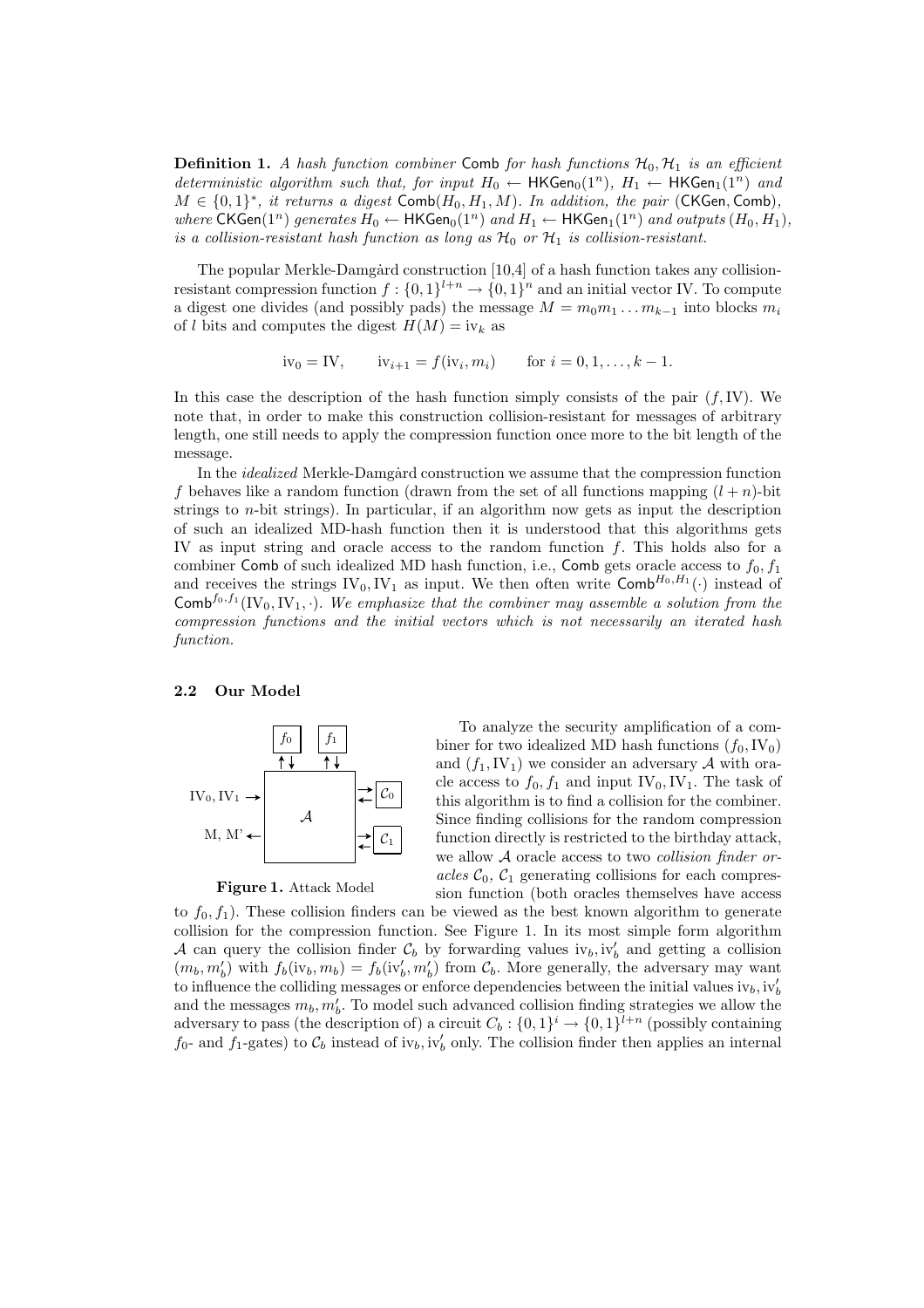**Definition 1.** *A hash function combiner* $\mathsf{Comb}$ *for hash functions* $\mathcal{H}_0, \mathcal{H}_1$ *is an efficient deterministic algorithm such that, for input* $H_0 \leftarrow \mathsf{HKGen}_0(1^n)$*,* $H_1 \leftarrow \mathsf{HKGen}_1(1^n)$ *and* $M \in \{0,1\}^*$*, it returns a digest* $\mathsf{Comb}(H_0, H_1, M)$*. In addition, the pair* $(\mathsf{CKGen}, \mathsf{Comb})$*, where* $\mathsf{CKGen}(1^n)$ *generates* $H_0 \leftarrow \mathsf{HKGen}_0(1^n)$ *and* $H_1 \leftarrow \mathsf{HKGen}_1(1^n)$ *and outputs* $(H_0, H_1)$*, is a collision-resistant hash function as long as* $\mathcal{H}_0$ *or* $\mathcal{H}_1$ *is collision-resistant.*

The popular Merkle-Damgård construction [10,4] of a hash function takes any collision-resistant compression function $f : \{0,1\}^{l+n} \to \{0,1\}^n$ and an initial vector IV. To compute a digest one divides (and possibly pads) the message $M = m_0 m_1 \ldots m_{k-1}$ into blocks $m_i$ of $l$ bits and computes the digest $H(M) = \mathrm{iv}_k$ as

$$\mathrm{iv}_0 = \mathrm{IV}, \qquad \mathrm{iv}_{i+1} = f(\mathrm{iv}_i, m_i) \qquad \text{for } i = 0, 1, \ldots, k-1.$$

In this case the description of the hash function simply consists of the pair $(f, \mathrm{IV})$. We note that, in order to make this construction collision-resistant for messages of arbitrary length, one still needs to apply the compression function once more to the bit length of the message.

In the *idealized* Merkle-Damgård construction we assume that the compression function $f$ behaves like a random function (drawn from the set of all functions mapping $(l+n)$-bit strings to $n$-bit strings). In particular, if an algorithm now gets as input the description of such an idealized MD-hash function then it is understood that this algorithms gets IV as input string and oracle access to the random function $f$. This holds also for a combiner $\mathsf{Comb}$ of such idealized MD hash function, i.e., $\mathsf{Comb}$ gets oracle access to $f_0, f_1$ and receives the strings $\mathrm{IV}_0, \mathrm{IV}_1$ as input. We then often write $\mathsf{Comb}^{H_0,H_1}(\cdot)$ instead of $\mathsf{Comb}^{f_0,f_1}(\mathrm{IV}_0, \mathrm{IV}_1, \cdot)$. *We emphasize that the combiner may assemble a solution from the compression functions and the initial vectors which is not necessarily an iterated hash function.*

### 2.2 Our Model

**Figure 1.** Attack Model

To analyze the security amplification of a combiner for two idealized MD hash functions $(f_0, \mathrm{IV}_0)$ and $(f_1, \mathrm{IV}_1)$ we consider an adversary $\mathcal{A}$ with oracle access to $f_0, f_1$ and input $\mathrm{IV}_0, \mathrm{IV}_1$. The task of this algorithm is to find a collision for the combiner. Since finding collisions for the random compression function directly is restricted to the birthday attack, we allow $\mathcal{A}$ oracle access to two *collision finder oracles* $\mathcal{C}_0$, $\mathcal{C}_1$ generating collisions for each compression function (both oracles themselves have access to $f_0, f_1$). These collision finders can be viewed as the best known algorithm to generate collision for the compression function. See Figure 1. In its most simple form algorithm $\mathcal{A}$ can query the collision finder $\mathcal{C}_b$ by forwarding values $\mathrm{iv}_b, \mathrm{iv}'_b$ and getting a collision $(m_b, m'_b)$ with $f_b(\mathrm{iv}_b, m_b) = f_b(\mathrm{iv}'_b, m'_b)$ from $\mathcal{C}_b$. More generally, the adversary may want to influence the colliding messages or enforce dependencies between the initial values $\mathrm{iv}_b, \mathrm{iv}'_b$ and the messages $m_b, m'_b$. To model such advanced collision finding strategies we allow the adversary to pass (the description of) a circuit $C_b : \{0,1\}^i \to \{0,1\}^{l+n}$ (possibly containing $f_0$- and $f_1$-gates) to $\mathcal{C}_b$ instead of $\mathrm{iv}_b, \mathrm{iv}'_b$ only. The collision finder then applies an internal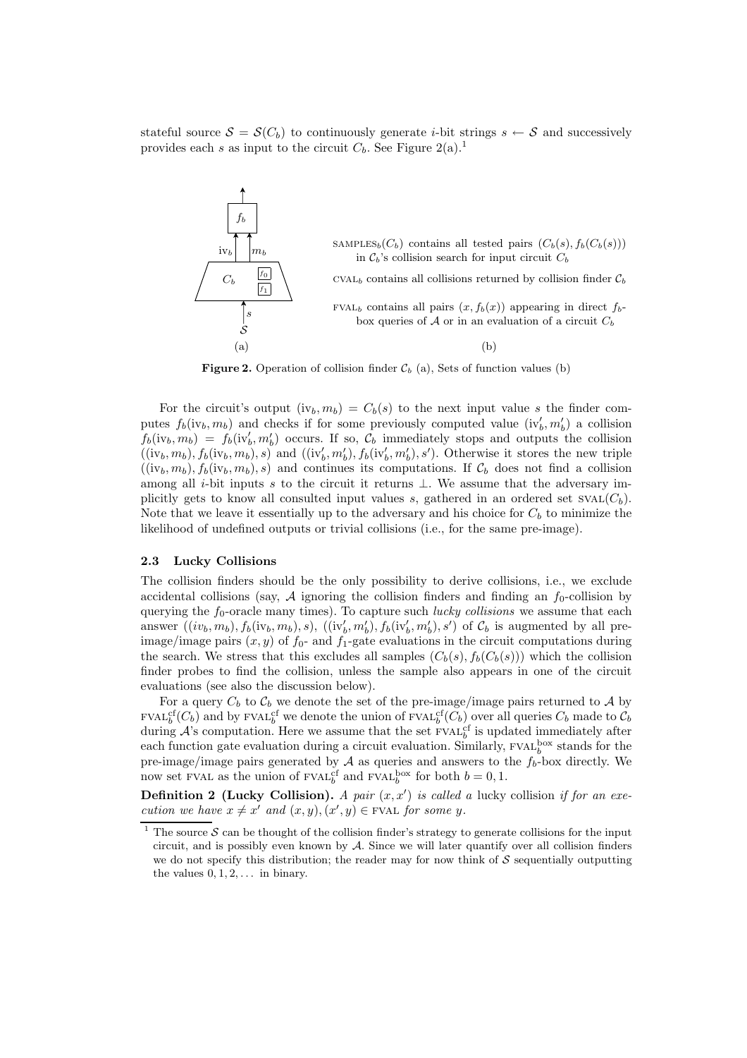stateful source $\mathcal{S} = \mathcal{S}(C_b)$ to continuously generate $i$-bit strings $s \leftarrow \mathcal{S}$ and successively provides each $s$ as input to the circuit $C_b$. See Figure 2(a).[1]

SAMPLES$_b(C_b)$ contains all tested pairs $(C_b(s), f_b(C_b(s)))$ in $\mathcal{C}_b$'s collision search for input circuit $C_b$

CVAL$_b$ contains all collisions returned by collision finder $\mathcal{C}_b$

FVAL$_b$ contains all pairs $(x, f_b(x))$ appearing in direct $f_b$-box queries of $\mathcal{A}$ or in an evaluation of a circuit $C_b$

**Figure 2.** Operation of collision finder $\mathcal{C}_b$ (a), Sets of function values (b)

For the circuit's output $(\text{iv}_b, m_b) = C_b(s)$ to the next input value $s$ the finder computes $f_b(\text{iv}_b, m_b)$ and checks if for some previously computed value $(\text{iv}'_b, m'_b)$ a collision $f_b(\text{iv}_b, m_b) = f_b(\text{iv}'_b, m'_b)$ occurs. If so, $\mathcal{C}_b$ immediately stops and outputs the collision $((\text{iv}_b, m_b), f_b(\text{iv}_b, m_b), s)$ and $((\text{iv}'_b, m'_b), f_b(\text{iv}'_b, m'_b), s')$. Otherwise it stores the new triple $((\text{iv}_b, m_b), f_b(\text{iv}_b, m_b), s)$ and continues its computations. If $\mathcal{C}_b$ does not find a collision among all $i$-bit inputs $s$ to the circuit it returns $\perp$. We assume that the adversary implicitly gets to know all consulted input values $s$, gathered in an ordered set SVAL$(C_b)$. Note that we leave it essentially up to the adversary and his choice for $C_b$ to minimize the likelihood of undefined outputs or trivial collisions (i.e., for the same pre-image).

### 2.3 Lucky Collisions

The collision finders should be the only possibility to derive collisions, i.e., we exclude accidental collisions (say, $\mathcal{A}$ ignoring the collision finders and finding an $f_0$-collision by querying the $f_0$-oracle many times). To capture such *lucky collisions* we assume that each answer $((iv_b, m_b), f_b(\text{iv}_b, m_b), s)$, $((\text{iv}'_b, m'_b), f_b(\text{iv}'_b, m'_b), s')$ of $\mathcal{C}_b$ is augmented by all pre-image/image pairs $(x, y)$ of $f_0$- and $f_1$-gate evaluations in the circuit computations during the search. We stress that this excludes all samples $(C_b(s), f_b(C_b(s)))$ which the collision finder probes to find the collision, unless the sample also appears in one of the circuit evaluations (see also the discussion below).

For a query $C_b$ to $\mathcal{C}_b$ we denote the set of the pre-image/image pairs returned to $\mathcal{A}$ by FVAL$_b^{\text{cf}}(C_b)$ and by FVAL$_b^{\text{cf}}$ we denote the union of FVAL$_b^{\text{cf}}(C_b)$ over all queries $C_b$ made to $\mathcal{C}_b$ during $\mathcal{A}$'s computation. Here we assume that the set FVAL$_b^{\text{cf}}$ is updated immediately after each function gate evaluation during a circuit evaluation. Similarly, FVAL$_b^{\text{box}}$ stands for the pre-image/image pairs generated by $\mathcal{A}$ as queries and answers to the $f_b$-box directly. We now set FVAL as the union of FVAL$_b^{\text{cf}}$ and FVAL$_b^{\text{box}}$ for both $b = 0, 1$.

**Definition 2 (Lucky Collision).** *A pair $(x, x')$ is called a* lucky collision *if for an execution we have $x \neq x'$ and $(x, y), (x', y) \in$ FVAL for some $y$.*

[1] The source $\mathcal{S}$ can be thought of the collision finder's strategy to generate collisions for the input circuit, and is possibly even known by $\mathcal{A}$. Since we will later quantify over all collision finders we do not specify this distribution; the reader may for now think of $\mathcal{S}$ sequentially outputting the values $0, 1, 2, \ldots$ in binary.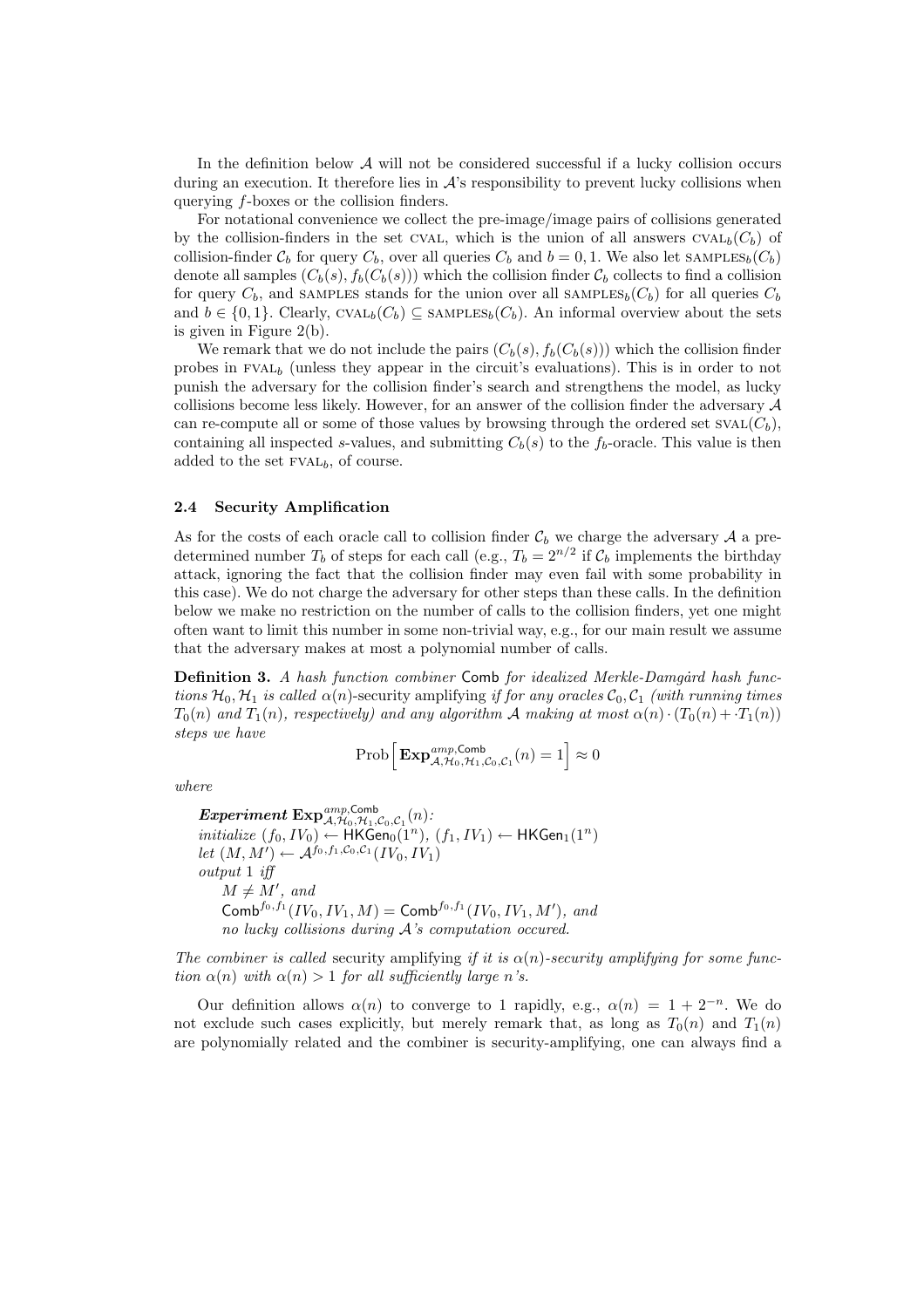In the definition below $\mathcal{A}$ will not be considered successful if a lucky collision occurs during an execution. It therefore lies in $\mathcal{A}$'s responsibility to prevent lucky collisions when querying $f$-boxes or the collision finders.

For notational convenience we collect the pre-image/image pairs of collisions generated by the collision-finders in the set $\text{CVAL}$, which is the union of all answers $\text{CVAL}_b(C_b)$ of collision-finder $\mathcal{C}_b$ for query $C_b$, over all queries $C_b$ and $b = 0, 1$. We also let $\text{SAMPLES}_b(C_b)$ denote all samples $(C_b(s), f_b(C_b(s)))$ which the collision finder $\mathcal{C}_b$ collects to find a collision for query $C_b$, and $\text{SAMPLES}$ stands for the union over all $\text{SAMPLES}_b(C_b)$ for all queries $C_b$ and $b \in \{0, 1\}$. Clearly, $\text{CVAL}_b(C_b) \subseteq \text{SAMPLES}_b(C_b)$. An informal overview about the sets is given in Figure 2(b).

We remark that we do not include the pairs $(C_b(s), f_b(C_b(s)))$ which the collision finder probes in $\text{FVAL}_b$ (unless they appear in the circuit's evaluations). This is in order to not punish the adversary for the collision finder's search and strengthens the model, as lucky collisions become less likely. However, for an answer of the collision finder the adversary $\mathcal{A}$ can re-compute all or some of those values by browsing through the ordered set $\text{SVAL}(C_b)$, containing all inspected $s$-values, and submitting $C_b(s)$ to the $f_b$-oracle. This value is then added to the set $\text{FVAL}_b$, of course.

### 2.4 Security Amplification

As for the costs of each oracle call to collision finder $\mathcal{C}_b$ we charge the adversary $\mathcal{A}$ a predetermined number $T_b$ of steps for each call (e.g., $T_b = 2^{n/2}$ if $\mathcal{C}_b$ implements the birthday attack, ignoring the fact that the collision finder may even fail with some probability in this case). We do not charge the adversary for other steps than these calls. In the definition below we make no restriction on the number of calls to the collision finders, yet one might often want to limit this number in some non-trivial way, e.g., for our main result we assume that the adversary makes at most a polynomial number of calls.

**Definition 3.** *A hash function combiner* $\mathsf{Comb}$ *for idealized Merkle-Damgård hash functions* $\mathcal{H}_0, \mathcal{H}_1$ *is called* $\alpha(n)$-security amplifying *if for any oracles* $\mathcal{C}_0, \mathcal{C}_1$ *(with running times* $T_0(n)$ *and* $T_1(n)$*, respectively) and any algorithm* $\mathcal{A}$ *making at most* $\alpha(n) \cdot (T_0(n) + \cdot T_1(n))$ *steps we have*

$$\text{Prob}\Big[\, \mathbf{Exp}^{amp,\mathsf{Comb}}_{\mathcal{A},\mathcal{H}_0,\mathcal{H}_1,\mathcal{C}_0,\mathcal{C}_1}(n) = 1 \Big] \approx 0$$

*where*

***Experiment*** $\mathbf{Exp}^{amp,\mathsf{Comb}}_{\mathcal{A},\mathcal{H}_0,\mathcal{H}_1,\mathcal{C}_0,\mathcal{C}_1}(n)$*:*
*initialize* $(f_0, IV_0) \leftarrow \mathsf{HKGen}_0(1^n)$, $(f_1, IV_1) \leftarrow \mathsf{HKGen}_1(1^n)$
*let* $(M, M') \leftarrow \mathcal{A}^{f_0, f_1, \mathcal{C}_0, \mathcal{C}_1}(IV_0, IV_1)$
*output 1 iff*
  $M \neq M'$*, and*
  $\mathsf{Comb}^{f_0,f_1}(IV_0, IV_1, M) = \mathsf{Comb}^{f_0,f_1}(IV_0, IV_1, M')$*, and*
  *no lucky collisions during* $\mathcal{A}$*'s computation occured.*

*The combiner is called* security amplifying *if it is* $\alpha(n)$*-security amplifying for some function* $\alpha(n)$ *with* $\alpha(n) > 1$ *for all sufficiently large* $n$*'s.*

Our definition allows $\alpha(n)$ to converge to 1 rapidly, e.g., $\alpha(n) = 1 + 2^{-n}$. We do not exclude such cases explicitly, but merely remark that, as long as $T_0(n)$ and $T_1(n)$ are polynomially related and the combiner is security-amplifying, one can always find a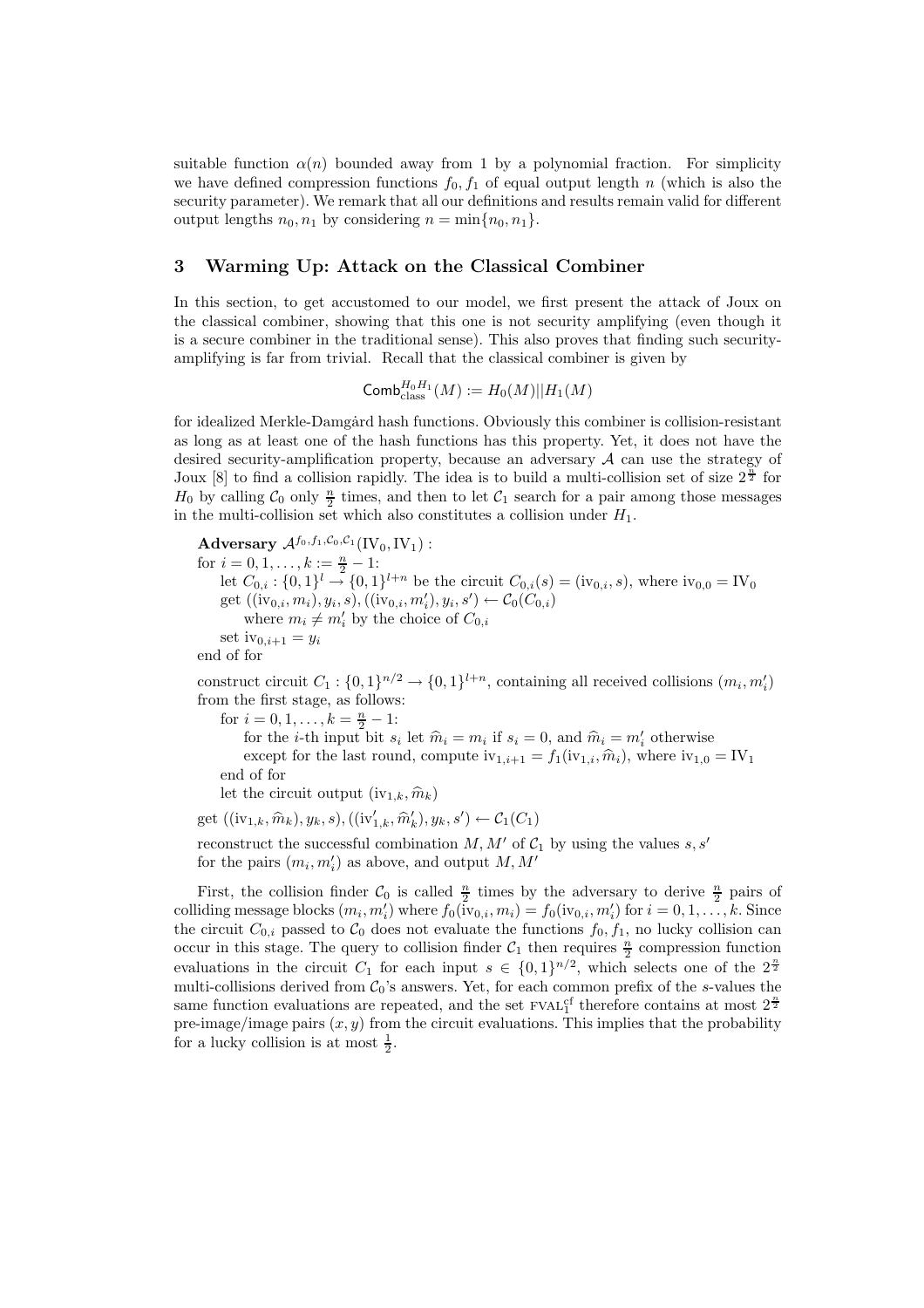suitable function $\alpha(n)$ bounded away from 1 by a polynomial fraction. For simplicity we have defined compression functions $f_0, f_1$ of equal output length $n$ (which is also the security parameter). We remark that all our definitions and results remain valid for different output lengths $n_0, n_1$ by considering $n = \min\{n_0, n_1\}$.

## 3 Warming Up: Attack on the Classical Combiner

In this section, to get accustomed to our model, we first present the attack of Joux on the classical combiner, showing that this one is not security amplifying (even though it is a secure combiner in the traditional sense). This also proves that finding such security-amplifying is far from trivial. Recall that the classical combiner is given by

$$\mathsf{Comb}^{H_0 H_1}_{\text{class}}(M) := H_0(M) || H_1(M)$$

for idealized Merkle-Damgård hash functions. Obviously this combiner is collision-resistant as long as at least one of the hash functions has this property. Yet, it does not have the desired security-amplification property, because an adversary $\mathcal{A}$ can use the strategy of Joux [8] to find a collision rapidly. The idea is to build a multi-collision set of size $2^{\frac{n}{2}}$ for $H_0$ by calling $\mathcal{C}_0$ only $\frac{n}{2}$ times, and then to let $\mathcal{C}_1$ search for a pair among those messages in the multi-collision set which also constitutes a collision under $H_1$.

**Adversary** $\mathcal{A}^{f_0, f_1, \mathcal{C}_0, \mathcal{C}_1}(\text{IV}_0, \text{IV}_1)$ :
for $i = 0, 1, \dots, k := \frac{n}{2} - 1$:
  let $C_{0,i} : \{0,1\}^l \to \{0,1\}^{l+n}$ be the circuit $C_{0,i}(s) = (\text{iv}_{0,i}, s)$, where $\text{iv}_{0,0} = \text{IV}_0$
  get $((\text{iv}_{0,i}, m_i), y_i, s), ((\text{iv}_{0,i}, m_i'), y_i, s') \leftarrow \mathcal{C}_0(C_{0,i})$
    where $m_i \neq m_i'$ by the choice of $C_{0,i}$
  set $\text{iv}_{0,i+1} = y_i$
end of for

construct circuit $C_1 : \{0,1\}^{n/2} \to \{0,1\}^{l+n}$, containing all received collisions $(m_i, m_i')$ from the first stage, as follows:
  for $i = 0, 1, \dots, k = \frac{n}{2} - 1$:
    for the $i$-th input bit $s_i$ let $\widehat{m}_i = m_i$ if $s_i = 0$, and $\widehat{m}_i = m_i'$ otherwise
    except for the last round, compute $\text{iv}_{1,i+1} = f_1(\text{iv}_{1,i}, \widehat{m}_i)$, where $\text{iv}_{1,0} = \text{IV}_1$
  end of for
  let the circuit output $(\text{iv}_{1,k}, \widehat{m}_k)$

get $((\text{iv}_{1,k}, \widehat{m}_k), y_k, s), ((\text{iv}_{1,k}', \widehat{m}_k'), y_k, s') \leftarrow \mathcal{C}_1(C_1)$

reconstruct the successful combination $M, M'$ of $\mathcal{C}_1$ by using the values $s, s'$ for the pairs $(m_i, m_i')$ as above, and output $M, M'$

First, the collision finder $\mathcal{C}_0$ is called $\frac{n}{2}$ times by the adversary to derive $\frac{n}{2}$ pairs of colliding message blocks $(m_i, m_i')$ where $f_0(\text{iv}_{0,i}, m_i) = f_0(\text{iv}_{0,i}, m_i')$ for $i = 0, 1, \dots, k$. Since the circuit $C_{0,i}$ passed to $\mathcal{C}_0$ does not evaluate the functions $f_0, f_1$, no lucky collision can occur in this stage. The query to collision finder $\mathcal{C}_1$ then requires $\frac{n}{2}$ compression function evaluations in the circuit $C_1$ for each input $s \in \{0,1\}^{n/2}$, which selects one of the $2^{\frac{n}{2}}$ multi-collisions derived from $\mathcal{C}_0$'s answers. Yet, for each common prefix of the $s$-values the same function evaluations are repeated, and the set $\text{FVAL}_1^{\text{cf}}$ therefore contains at most $2^{\frac{n}{2}}$ pre-image/image pairs $(x, y)$ from the circuit evaluations. This implies that the probability for a lucky collision is at most $\frac{1}{2}$.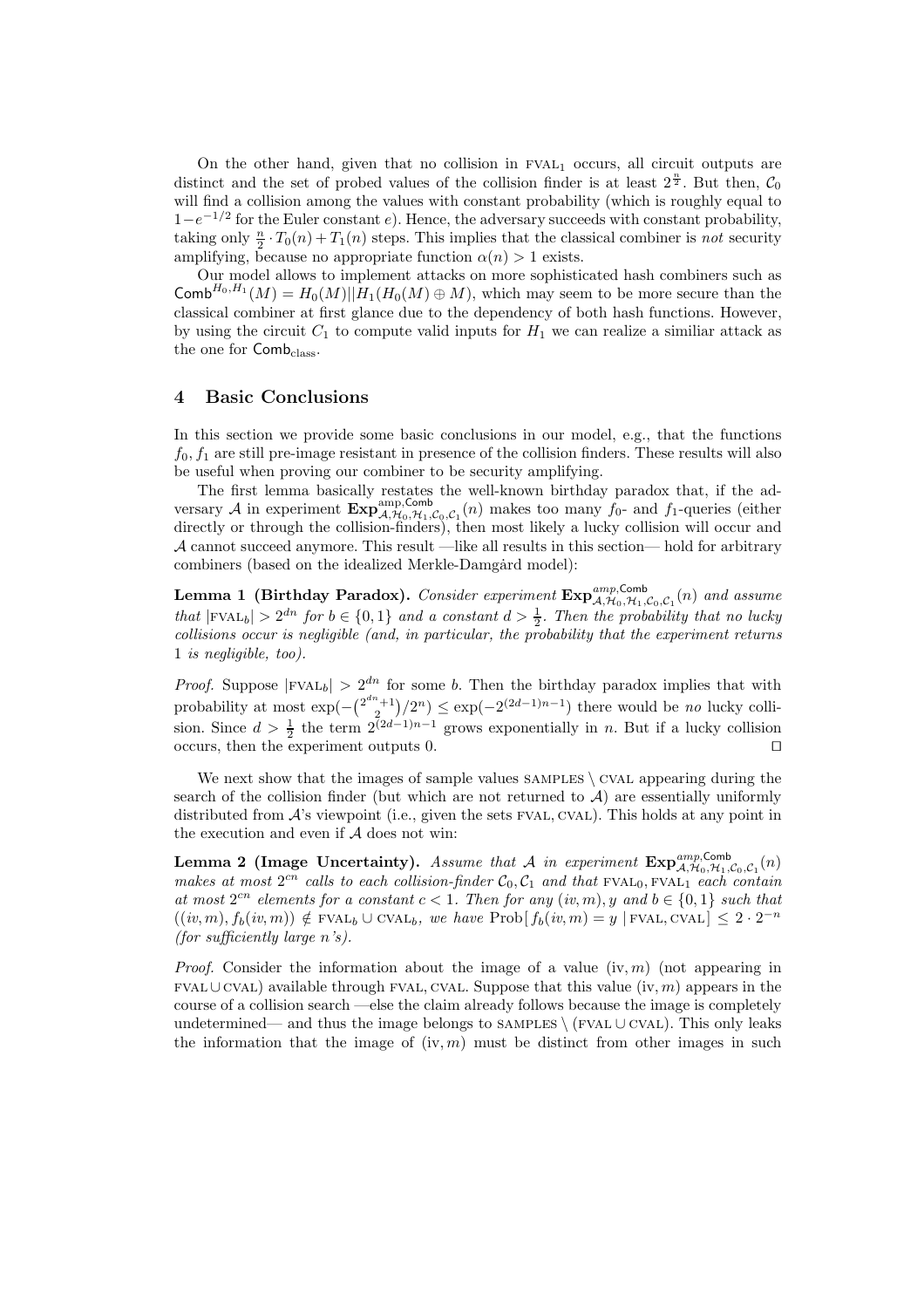On the other hand, given that no collision in $\text{FVAL}_1$ occurs, all circuit outputs are distinct and the set of probed values of the collision finder is at least $2^{\frac{n}{2}}$. But then, $\mathcal{C}_0$ will find a collision among the values with constant probability (which is roughly equal to $1 - e^{-1/2}$ for the Euler constant $e$). Hence, the adversary succeeds with constant probability, taking only $\frac{n}{2} \cdot T_0(n) + T_1(n)$ steps. This implies that the classical combiner is *not* security amplifying, because no appropriate function $\alpha(n) > 1$ exists.

Our model allows to implement attacks on more sophisticated hash combiners such as $\mathsf{Comb}^{H_0,H_1}(M) = H_0(M)||H_1(H_0(M) \oplus M)$, which may seem to be more secure than the classical combiner at first glance due to the dependency of both hash functions. However, by using the circuit $C_1$ to compute valid inputs for $H_1$ we can realize a similiar attack as the one for $\mathsf{Comb}_{\text{class}}$.

## 4 Basic Conclusions

In this section we provide some basic conclusions in our model, e.g., that the functions $f_0, f_1$ are still pre-image resistant in presence of the collision finders. These results will also be useful when proving our combiner to be security amplifying.

The first lemma basically restates the well-known birthday paradox that, if the adversary $\mathcal{A}$ in experiment $\mathbf{Exp}^{\text{amp},\mathsf{Comb}}_{\mathcal{A},\mathcal{H}_0,\mathcal{H}_1,\mathcal{C}_0,\mathcal{C}_1}(n)$ makes too many $f_0$- and $f_1$-queries (either directly or through the collision-finders), then most likely a lucky collision will occur and $\mathcal{A}$ cannot succeed anymore. This result —like all results in this section— hold for arbitrary combiners (based on the idealized Merkle-Damgård model):

**Lemma 1 (Birthday Paradox).** *Consider experiment $\mathbf{Exp}^{amp,\mathsf{Comb}}_{\mathcal{A},\mathcal{H}_0,\mathcal{H}_1,\mathcal{C}_0,\mathcal{C}_1}(n)$ and assume that $|\text{FVAL}_b| > 2^{dn}$ for $b \in \{0,1\}$ and a constant $d > \frac{1}{2}$. Then the probability that no lucky collisions occur is negligible (and, in particular, the probability that the experiment returns 1 is negligible, too).*

*Proof.* Suppose $|\text{FVAL}_b| > 2^{dn}$ for some $b$. Then the birthday paradox implies that with probability at most $\exp(-\binom{2^{dn}+1}{2}/2^n) \leq \exp(-2^{(2d-1)n-1})$ there would be *no* lucky collision. Since $d > \frac{1}{2}$ the term $2^{(2d-1)n-1}$ grows exponentially in $n$. But if a lucky collision occurs, then the experiment outputs 0. ⊓⊔

We next show that the images of sample values $\text{SAMPLES} \setminus \text{CVAL}$ appearing during the search of the collision finder (but which are not returned to $\mathcal{A}$) are essentially uniformly distributed from $\mathcal{A}$'s viewpoint (i.e., given the sets FVAL, CVAL). This holds at any point in the execution and even if $\mathcal{A}$ does not win:

**Lemma 2 (Image Uncertainty).** *Assume that $\mathcal{A}$ in experiment $\mathbf{Exp}^{amp,\mathsf{Comb}}_{\mathcal{A},\mathcal{H}_0,\mathcal{H}_1,\mathcal{C}_0,\mathcal{C}_1}(n)$ makes at most $2^{cn}$ calls to each collision-finder $\mathcal{C}_0, \mathcal{C}_1$ and that $\text{FVAL}_0, \text{FVAL}_1$ each contain at most $2^{cn}$ elements for a constant $c < 1$. Then for any $(iv, m), y$ and $b \in \{0,1\}$ such that $((iv, m), f_b(iv, m)) \notin \text{FVAL}_b \cup \text{CVAL}_b$, we have $\text{Prob}[\, f_b(iv, m) = y \mid \text{FVAL}, \text{CVAL}] \leq 2 \cdot 2^{-n}$ (for sufficiently large $n$'s).*

*Proof.* Consider the information about the image of a value $(\text{iv}, m)$ (not appearing in $\text{FVAL} \cup \text{CVAL}$) available through FVAL, CVAL. Suppose that this value $(\text{iv}, m)$ appears in the course of a collision search —else the claim already follows because the image is completely undetermined— and thus the image belongs to $\text{SAMPLES} \setminus (\text{FVAL} \cup \text{CVAL})$. This only leaks the information that the image of $(\text{iv}, m)$ must be distinct from other images in such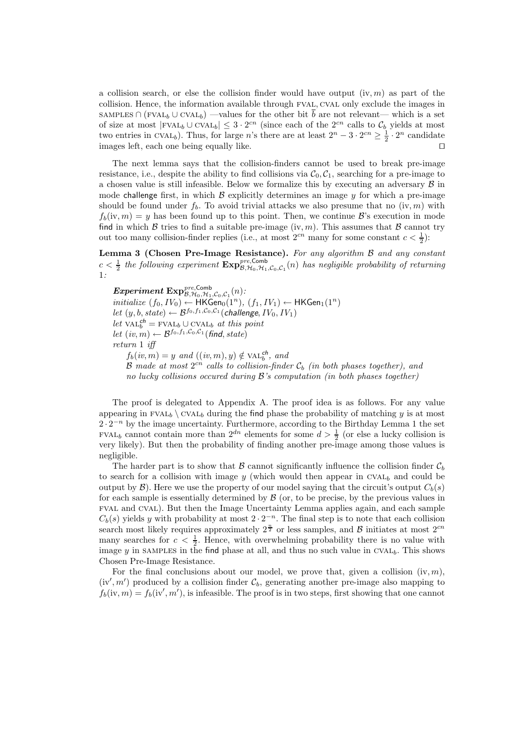a collision search, or else the collision finder would have output $(\mathrm{iv}, m)$ as part of the collision. Hence, the information available through FVAL, CVAL only exclude the images in $\text{SAMPLES} \cap (\text{FVAL}_b \cup \text{CVAL}_b)$ —values for the other bit $\overline{b}$ are not relevant— which is a set of size at most $|\text{FVAL}_b \cup \text{CVAL}_b| \leq 3 \cdot 2^{cn}$ (since each of the $2^{cn}$ calls to $\mathcal{C}_b$ yields at most two entries in $\text{CVAL}_b$). Thus, for large $n$'s there are at least $2^n - 3 \cdot 2^{cn} \geq \frac{1}{2} \cdot 2^n$ candidate images left, each one being equally like. ⊓⊔

The next lemma says that the collision-finders cannot be used to break pre-image resistance, i.e., despite the ability to find collisions via $\mathcal{C}_0, \mathcal{C}_1$, searching for a pre-image to a chosen value is still infeasible. Below we formalize this by executing an adversary $\mathcal{B}$ in mode challenge first, in which $\mathcal{B}$ explicitly determines an image $y$ for which a pre-image should be found under $f_b$. To avoid trivial attacks we also presume that no $(\mathrm{iv}, m)$ with $f_b(\mathrm{iv}, m) = y$ has been found up to this point. Then, we continue $\mathcal{B}$'s execution in mode find in which $\mathcal{B}$ tries to find a suitable pre-image $(\mathrm{iv}, m)$. This assumes that $\mathcal{B}$ cannot try out too many collision-finder replies (i.e., at most $2^{cn}$ many for some constant $c < \frac{1}{2}$):

**Lemma 3 (Chosen Pre-Image Resistance).** *For any algorithm $\mathcal{B}$ and any constant $c < \frac{1}{2}$ the following experiment $\mathbf{Exp}^{pre,\mathsf{Comb}}_{\mathcal{B},\mathcal{H}_0,\mathcal{H}_1,\mathcal{C}_0,\mathcal{C}_1}(n)$ has negligible probability of returning 1:*

> ***Experiment*** $\mathbf{Exp}^{pre,\mathsf{Comb}}_{\mathcal{B},\mathcal{H}_0,\mathcal{H}_1,\mathcal{C}_0,\mathcal{C}_1}(n)$*:*
> *initialize* $(f_0, IV_0) \leftarrow \mathsf{HKGen}_0(1^n)$*,* $(f_1, IV_1) \leftarrow \mathsf{HKGen}_1(1^n)$
> *let* $(y, b, state) \leftarrow \mathcal{B}^{f_0,f_1,\mathcal{C}_0,\mathcal{C}_1}(\mathsf{challenge}, IV_0, IV_1)$
> *let* $\text{VAL}^{\mathsf{ch}}_b = \text{FVAL}_b \cup \text{CVAL}_b$ *at this point*
> *let* $(iv, m) \leftarrow \mathcal{B}^{f_0,f_1,\mathcal{C}_0,\mathcal{C}_1}(\mathsf{find}, state)$
> *return 1 iff*
> $\quad f_b(iv, m) = y$ *and* $((iv, m), y) \notin \text{VAL}^{\mathsf{ch}}_b$*, and*
> $\quad \mathcal{B}$ *made at most* $2^{cn}$ *calls to collision-finder* $\mathcal{C}_b$ *(in both phases together), and*
> $\quad$ *no lucky collisions occured during* $\mathcal{B}$*'s computation (in both phases together)*

The proof is delegated to Appendix A. The proof idea is as follows. For any value appearing in $\text{FVAL}_b \setminus \text{CVAL}_b$ during the find phase the probability of matching $y$ is at most $2 \cdot 2^{-n}$ by the image uncertainty. Furthermore, according to the Birthday Lemma 1 the set $\text{FVAL}_b$ cannot contain more than $2^{dn}$ elements for some $d > \frac{1}{2}$ (or else a lucky collision is very likely). But then the probability of finding another pre-image among those values is negligible.

The harder part is to show that $\mathcal{B}$ cannot significantly influence the collision finder $\mathcal{C}_b$ to search for a collision with image $y$ (which would then appear in $\text{CVAL}_b$ and could be output by $\mathcal{B}$). Here we use the property of our model saying that the circuit's output $C_b(s)$ for each sample is essentially determined by $\mathcal{B}$ (or, to be precise, by the previous values in FVAL and CVAL). But then the Image Uncertainty Lemma applies again, and each sample $C_b(s)$ yields $y$ with probability at most $2 \cdot 2^{-n}$. The final step is to note that each collision search most likely requires approximately $2^{\frac{n}{2}}$ or less samples, and $\mathcal{B}$ initiates at most $2^{cn}$ many searches for $c < \frac{1}{2}$. Hence, with overwhelming probability there is no value with image $y$ in SAMPLES in the find phase at all, and thus no such value in $\text{CVAL}_b$. This shows Chosen Pre-Image Resistance.

For the final conclusions about our model, we prove that, given a collision $(\mathrm{iv}, m)$, $(\mathrm{iv}', m')$ produced by a collision finder $\mathcal{C}_b$, generating another pre-image also mapping to $f_b(\mathrm{iv}, m) = f_b(\mathrm{iv}', m')$, is infeasible. The proof is in two steps, first showing that one cannot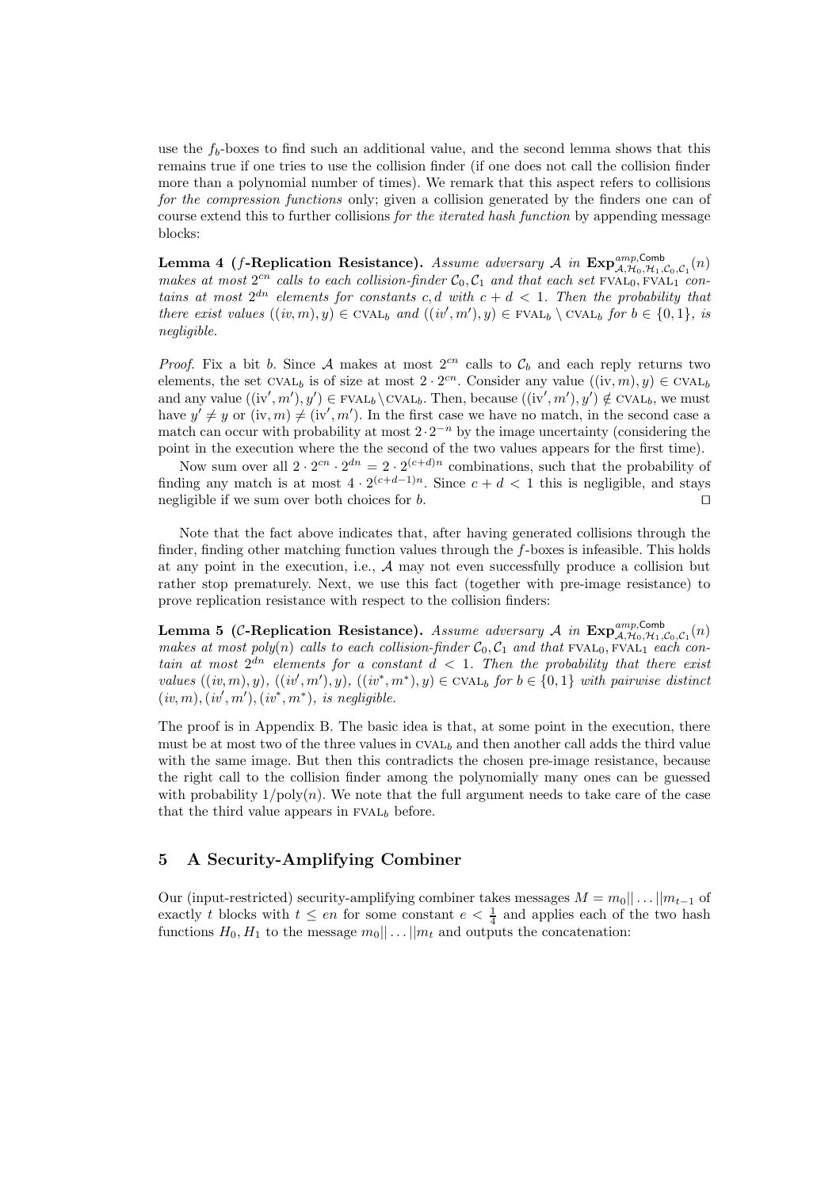use the $f_b$-boxes to find such an additional value, and the second lemma shows that this remains true if one tries to use the collision finder (if one does not call the collision finder more than a polynomial number of times). We remark that this aspect refers to collisions *for the compression functions* only; given a collision generated by the finders one can of course extend this to further collisions *for the iterated hash function* by appending message blocks:

**Lemma 4 ($f$-Replication Resistance).** *Assume adversary $\mathcal{A}$ in $\mathbf{Exp}^{amp,\mathsf{Comb}}_{\mathcal{A},\mathcal{H}_0,\mathcal{H}_1,\mathcal{C}_0,\mathcal{C}_1}(n)$ makes at most $2^{cn}$ calls to each collision-finder $\mathcal{C}_0, \mathcal{C}_1$ and that each set $\text{FVAL}_0, \text{FVAL}_1$ contains at most $2^{dn}$ elements for constants $c, d$ with $c + d < 1$. Then the probability that there exist values $((iv, m), y) \in \text{CVAL}_b$ and $((iv', m'), y) \in \text{FVAL}_b \setminus \text{CVAL}_b$ for $b \in \{0, 1\}$, is negligible.*

*Proof.* Fix a bit $b$. Since $\mathcal{A}$ makes at most $2^{cn}$ calls to $\mathcal{C}_b$ and each reply returns two elements, the set $\text{CVAL}_b$ is of size at most $2 \cdot 2^{cn}$. Consider any value $((\text{iv}, m), y) \in \text{CVAL}_b$ and any value $((\text{iv}', m'), y') \in \text{FVAL}_b \setminus \text{CVAL}_b$. Then, because $((\text{iv}', m'), y') \notin \text{CVAL}_b$, we must have $y' \neq y$ or $(\text{iv}, m) \neq (\text{iv}', m')$. In the first case we have no match, in the second case a match can occur with probability at most $2 \cdot 2^{-n}$ by the image uncertainty (considering the point in the execution where the the second of the two values appears for the first time).

Now sum over all $2 \cdot 2^{cn} \cdot 2^{dn} = 2 \cdot 2^{(c+d)n}$ combinations, such that the probability of finding any match is at most $4 \cdot 2^{(c+d-1)n}$. Since $c + d < 1$ this is negligible, and stays negligible if we sum over both choices for $b$. ⊓⊔

Note that the fact above indicates that, after having generated collisions through the finder, finding other matching function values through the $f$-boxes is infeasible. This holds at any point in the execution, i.e., $\mathcal{A}$ may not even successfully produce a collision but rather stop prematurely. Next, we use this fact (together with pre-image resistance) to prove replication resistance with respect to the collision finders:

**Lemma 5 ($\mathcal{C}$-Replication Resistance).** *Assume adversary $\mathcal{A}$ in $\mathbf{Exp}^{amp,\mathsf{Comb}}_{\mathcal{A},\mathcal{H}_0,\mathcal{H}_1,\mathcal{C}_0,\mathcal{C}_1}(n)$ makes at most poly$(n)$ calls to each collision-finder $\mathcal{C}_0, \mathcal{C}_1$ and that $\text{FVAL}_0, \text{FVAL}_1$ each contain at most $2^{dn}$ elements for a constant $d < 1$. Then the probability that there exist values $((iv, m), y)$, $((iv', m'), y)$, $((iv^*, m^*), y) \in \text{CVAL}_b$ for $b \in \{0, 1\}$ with pairwise distinct $(iv, m), (iv', m'), (iv^*, m^*)$, is negligible.*

The proof is in Appendix B. The basic idea is that, at some point in the execution, there must be at most two of the three values in $\text{CVAL}_b$ and then another call adds the third value with the same image. But then this contradicts the chosen pre-image resistance, because the right call to the collision finder among the polynomially many ones can be guessed with probability $1/\text{poly}(n)$. We note that the full argument needs to take care of the case that the third value appears in $\text{FVAL}_b$ before.

## 5 A Security-Amplifying Combiner

Our (input-restricted) security-amplifying combiner takes messages $M = m_0|| \dots ||m_{t-1}$ of exactly $t$ blocks with $t \leq en$ for some constant $e < \frac{1}{4}$ and applies each of the two hash functions $H_0, H_1$ to the message $m_0|| \dots ||m_t$ and outputs the concatenation: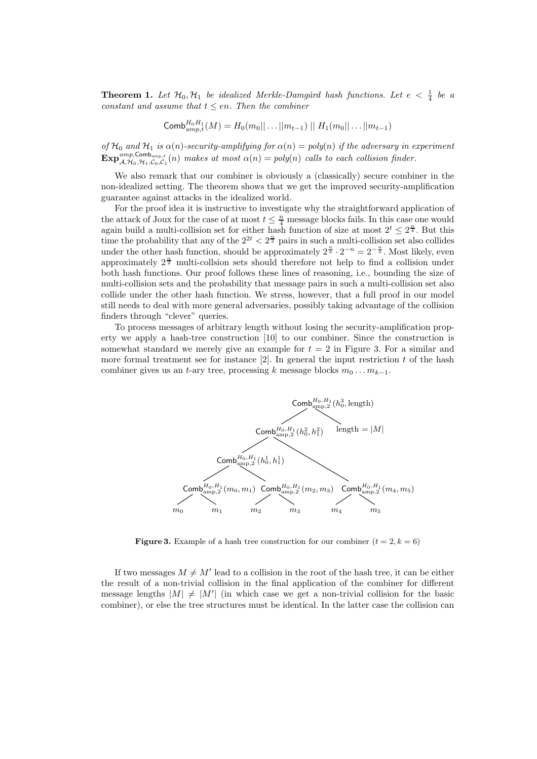**Theorem 1.** *Let $\mathcal{H}_0, \mathcal{H}_1$ be idealized Merkle-Damgård hash functions. Let $e < \frac{1}{4}$ be a constant and assume that $t \leq en$. Then the combiner*

$$\mathsf{Comb}^{H_0 H_1}_{amp,t}(M) = H_0(m_0||\ldots||m_{t-1}) \mid\mid H_1(m_0||\ldots||m_{t-1})$$

*of $\mathcal{H}_0$ and $\mathcal{H}_1$ is $\alpha(n)$-security-amplifying for $\alpha(n) = poly(n)$ if the adversary in experiment $\mathbf{Exp}^{amp,\mathsf{Comb}_{amp,t}}_{\mathcal{A},\mathcal{H}_0,\mathcal{H}_1,\mathcal{C}_0,\mathcal{C}_1}(n)$ makes at most $\alpha(n) = poly(n)$ calls to each collision finder.*

We also remark that our combiner is obviously a (classically) secure combiner in the non-idealized setting. The theorem shows that we get the improved security-amplification guarantee against attacks in the idealized world.

For the proof idea it is instructive to investigate why the straightforward application of the attack of Joux for the case of at most $t \leq \frac{n}{4}$ message blocks fails. In this case one would again build a multi-collision set for either hash function of size at most $2^t \leq 2^{\frac{n}{4}}$. But this time the probability that any of the $2^{2t} < 2^{\frac{n}{2}}$ pairs in such a multi-collision set also collides under the other hash function, should be approximately $2^{\frac{n}{2}} \cdot 2^{-n} = 2^{-\frac{n}{2}}$. Most likely, even approximately $2^{\frac{n}{2}}$ multi-collsion sets should therefore not help to find a collision under both hash functions. Our proof follows these lines of reasoning, i.e., bounding the size of multi-collision sets and the probability that message pairs in such a multi-collision set also collide under the other hash function. We stress, however, that a full proof in our model still needs to deal with more general adversaries, possibly taking advantage of the collision finders through "clever" queries.

To process messages of arbitrary length without losing the security-amplification property we apply a hash-tree construction [10] to our combiner. Since the construction is somewhat standard we merely give an example for $t = 2$ in Figure 3. For a similar and more formal treatment see for instance [2]. In general the input restriction $t$ of the hash combiner gives us an $t$-ary tree, processing $k$ message blocks $m_0 \ldots m_{k-1}$.

**Figure 3.** Example of a hash tree construction for our combiner ($t = 2, k = 6$)

If two messages $M \neq M'$ lead to a collision in the root of the hash tree, it can be either the result of a non-trivial collision in the final application of the combiner for different message lengths $|M| \neq |M'|$ (in which case we get a non-trivial collision for the basic combiner), or else the tree structures must be identical. In the latter case the collision can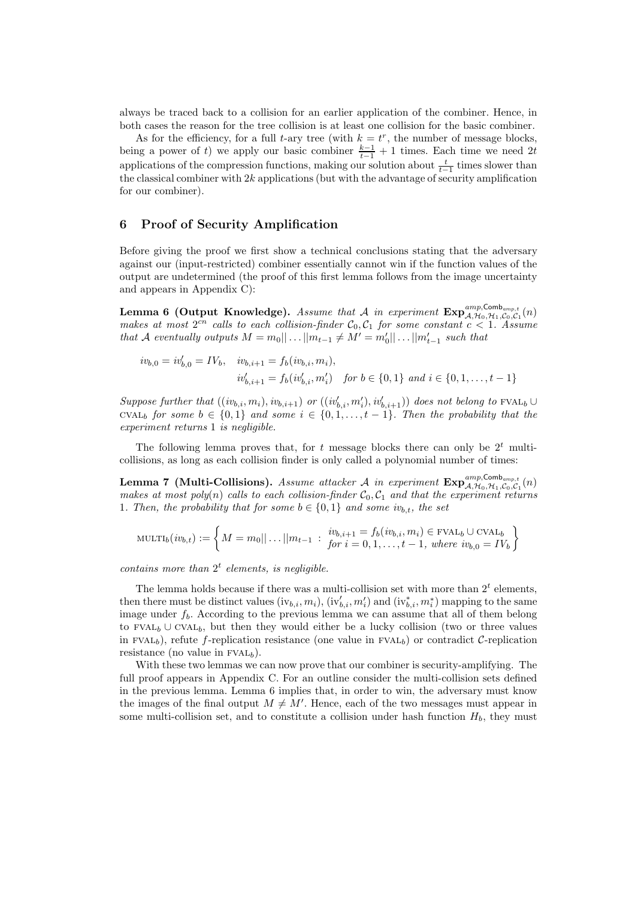always be traced back to a collision for an earlier application of the combiner. Hence, in both cases the reason for the tree collision is at least one collision for the basic combiner.

As for the efficiency, for a full $t$-ary tree (with $k = t^r$, the number of message blocks, being a power of $t$) we apply our basic combiner $\frac{k-1}{t-1} + 1$ times. Each time we need $2t$ applications of the compression functions, making our solution about $\frac{t}{t-1}$ times slower than the classical combiner with $2k$ applications (but with the advantage of security amplification for our combiner).

## 6 Proof of Security Amplification

Before giving the proof we first show a technical conclusions stating that the adversary against our (input-restricted) combiner essentially cannot win if the function values of the output are undetermined (the proof of this first lemma follows from the image uncertainty and appears in Appendix C):

**Lemma 6 (Output Knowledge).** *Assume that $\mathcal{A}$ in experiment $\mathbf{Exp}^{amp,\mathsf{Comb}_{amp,t}}_{\mathcal{A},\mathcal{H}_0,\mathcal{H}_1,\mathcal{C}_0,\mathcal{C}_1}(n)$ makes at most $2^{cn}$ calls to each collision-finder $\mathcal{C}_0, \mathcal{C}_1$ for some constant $c < 1$. Assume that $\mathcal{A}$ eventually outputs $M = m_0||\dots||m_{t-1} \neq M' = m'_0||\dots||m'_{t-1}$ such that*

$$iv_{b,0} = iv'_{b,0} = IV_b, \quad iv_{b,i+1} = f_b(iv_{b,i}, m_i),$$
$$iv'_{b,i+1} = f_b(iv'_{b,i}, m'_i) \quad \text{for } b \in \{0,1\} \text{ and } i \in \{0,1,\dots,t-1\}$$

*Suppose further that $((iv_{b,i}, m_i), iv_{b,i+1})$ or $((iv'_{b,i}, m'_i), iv'_{b,i+1}))$ does not belong to $\text{FVAL}_b \cup \text{CVAL}_b$ for some $b \in \{0,1\}$ and some $i \in \{0,1,\dots,t-1\}$. Then the probability that the experiment returns 1 is negligible.*

The following lemma proves that, for $t$ message blocks there can only be $2^t$ multi-collisions, as long as each collision finder is only called a polynomial number of times:

**Lemma 7 (Multi-Collisions).** *Assume attacker $\mathcal{A}$ in experiment $\mathbf{Exp}^{amp,\mathsf{Comb}_{amp,t}}_{\mathcal{A},\mathcal{H}_0,\mathcal{H}_1,\mathcal{C}_0,\mathcal{C}_1}(n)$ makes at most $poly(n)$ calls to each collision-finder $\mathcal{C}_0, \mathcal{C}_1$ and that the experiment returns 1. Then, the probability that for some $b \in \{0,1\}$ and some $iv_{b,t}$, the set*

$$\text{MULTI}_b(iv_{b,t}) := \left\{ M = m_0||\dots||m_{t-1} \;:\; \begin{array}{l} iv_{b,i+1} = f_b(iv_{b,i}, m_i) \in \text{FVAL}_b \cup \text{CVAL}_b \\ \text{for } i = 0,1,\dots,t-1, \text{ where } iv_{b,0} = IV_b \end{array} \right\}$$

*contains more than $2^t$ elements, is negligible.*

The lemma holds because if there was a multi-collision set with more than $2^t$ elements, then there must be distinct values $(\text{iv}_{b,i}, m_i)$, $(\text{iv}'_{b,i}, m'_i)$ and $(\text{iv}^*_{b,i}, m^*_i)$ mapping to the same image under $f_b$. According to the previous lemma we can assume that all of them belong to $\text{FVAL}_b \cup \text{CVAL}_b$, but then they would either be a lucky collision (two or three values in $\text{FVAL}_b$), refute $f$-replication resistance (one value in $\text{FVAL}_b$) or contradict $\mathcal{C}$-replication resistance (no value in $\text{FVAL}_b$).

With these two lemmas we can now prove that our combiner is security-amplifying. The full proof appears in Appendix C. For an outline consider the multi-collision sets defined in the previous lemma. Lemma 6 implies that, in order to win, the adversary must know the images of the final output $M \neq M'$. Hence, each of the two messages must appear in some multi-collision set, and to constitute a collision under hash function $H_b$, they must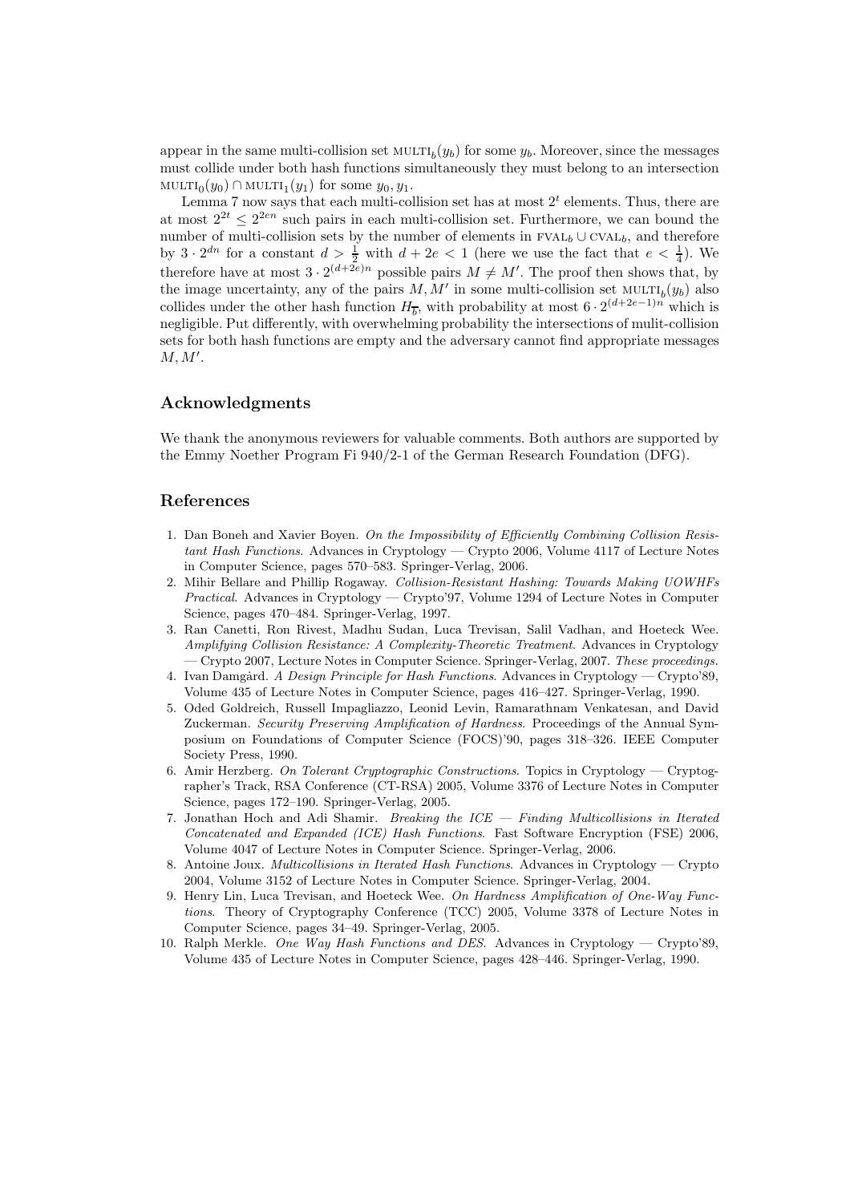appear in the same multi-collision set $\text{MULTI}_b(y_b)$ for some $y_b$. Moreover, since the messages must collide under both hash functions simultaneously they must belong to an intersection $\text{MULTI}_0(y_0) \cap \text{MULTI}_1(y_1)$ for some $y_0, y_1$.

Lemma 7 now says that each multi-collision set has at most $2^t$ elements. Thus, there are at most $2^{2t} \leq 2^{2en}$ such pairs in each multi-collision set. Furthermore, we can bound the number of multi-collision sets by the number of elements in $\text{FVAL}_b \cup \text{CVAL}_b$, and therefore by $3 \cdot 2^{dn}$ for a constant $d > \frac{1}{2}$ with $d + 2e < 1$ (here we use the fact that $e < \frac{1}{4}$). We therefore have at most $3 \cdot 2^{(d+2e)n}$ possible pairs $M \neq M'$. The proof then shows that, by the image uncertainty, any of the pairs $M, M'$ in some multi-collision set $\text{MULTI}_b(y_b)$ also collides under the other hash function $H_{\overline{b}}$, with probability at most $6 \cdot 2^{(d+2e-1)n}$ which is negligible. Put differently, with overwhelming probability the intersections of mulit-collision sets for both hash functions are empty and the adversary cannot find appropriate messages $M, M'$.

## Acknowledgments

We thank the anonymous reviewers for valuable comments. Both authors are supported by the Emmy Noether Program Fi 940/2-1 of the German Research Foundation (DFG).

## References

1. Dan Boneh and Xavier Boyen. *On the Impossibility of Efficiently Combining Collision Resistant Hash Functions*. Advances in Cryptology — Crypto 2006, Volume 4117 of Lecture Notes in Computer Science, pages 570–583. Springer-Verlag, 2006.
2. Mihir Bellare and Phillip Rogaway. *Collision-Resistant Hashing: Towards Making UOWHFs Practical*. Advances in Cryptology — Crypto'97, Volume 1294 of Lecture Notes in Computer Science, pages 470–484. Springer-Verlag, 1997.
3. Ran Canetti, Ron Rivest, Madhu Sudan, Luca Trevisan, Salil Vadhan, and Hoeteck Wee. *Amplifying Collision Resistance: A Complexity-Theoretic Treatment*. Advances in Cryptology — Crypto 2007, Lecture Notes in Computer Science. Springer-Verlag, 2007. *These proceedings.*
4. Ivan Damgård. *A Design Principle for Hash Functions*. Advances in Cryptology — Crypto'89, Volume 435 of Lecture Notes in Computer Science, pages 416–427. Springer-Verlag, 1990.
5. Oded Goldreich, Russell Impagliazzo, Leonid Levin, Ramarathnam Venkatesan, and David Zuckerman. *Security Preserving Amplification of Hardness*. Proceedings of the Annual Symposium on Foundations of Computer Science (FOCS)'90, pages 318–326. IEEE Computer Society Press, 1990.
6. Amir Herzberg. *On Tolerant Cryptographic Constructions*. Topics in Cryptology — Cryptographer's Track, RSA Conference (CT-RSA) 2005, Volume 3376 of Lecture Notes in Computer Science, pages 172–190. Springer-Verlag, 2005.
7. Jonathan Hoch and Adi Shamir. *Breaking the ICE — Finding Multicollisions in Iterated Concatenated and Expanded (ICE) Hash Functions*. Fast Software Encryption (FSE) 2006, Volume 4047 of Lecture Notes in Computer Science. Springer-Verlag, 2006.
8. Antoine Joux. *Multicollisions in Iterated Hash Functions*. Advances in Cryptology — Crypto 2004, Volume 3152 of Lecture Notes in Computer Science. Springer-Verlag, 2004.
9. Henry Lin, Luca Trevisan, and Hoeteck Wee. *On Hardness Amplification of One-Way Functions*. Theory of Cryptography Conference (TCC) 2005, Volume 3378 of Lecture Notes in Computer Science, pages 34–49. Springer-Verlag, 2005.
10. Ralph Merkle. *One Way Hash Functions and DES*. Advances in Cryptology — Crypto'89, Volume 435 of Lecture Notes in Computer Science, pages 428–446. Springer-Verlag, 1990.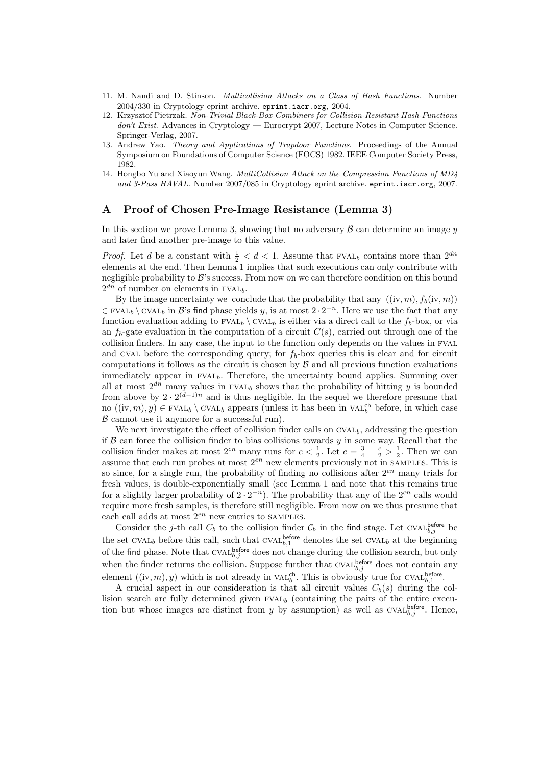11. M. Nandi and D. Stinson. *Multicollision Attacks on a Class of Hash Functions*. Number 2004/330 in Cryptology eprint archive. eprint.iacr.org, 2004.
12. Krzysztof Pietrzak. *Non-Trivial Black-Box Combiners for Collision-Resistant Hash-Functions don't Exist*. Advances in Cryptology — Eurocrypt 2007, Lecture Notes in Computer Science. Springer-Verlag, 2007.
13. Andrew Yao. *Theory and Applications of Trapdoor Functions*. Proceedings of the Annual Symposium on Foundations of Computer Science (FOCS) 1982. IEEE Computer Society Press, 1982.
14. Hongbo Yu and Xiaoyun Wang. *MultiCollision Attack on the Compression Functions of MD4 and 3-Pass HAVAL*. Number 2007/085 in Cryptology eprint archive. eprint.iacr.org, 2007.

## A Proof of Chosen Pre-Image Resistance (Lemma 3)

In this section we prove Lemma 3, showing that no adversary $\mathcal{B}$ can determine an image $y$ and later find another pre-image to this value.

*Proof.* Let $d$ be a constant with $\frac{1}{2} < d < 1$. Assume that $\textsc{fval}_b$ contains more than $2^{dn}$ elements at the end. Then Lemma 1 implies that such executions can only contribute with negligible probability to $\mathcal{B}$'s success. From now on we can therefore condition on this bound $2^{dn}$ of number on elements in $\textsc{fval}_b$.

By the image uncertainty we conclude that the probability that any $((\text{iv}, m), f_b(\text{iv}, m)) \in \textsc{fval}_b \setminus \textsc{cval}_b$ in $\mathcal{B}$'s find phase yields $y$, is at most $2 \cdot 2^{-n}$. Here we use the fact that any function evaluation adding to $\textsc{fval}_b \setminus \textsc{cval}_b$ is either via a direct call to the $f_b$-box, or via an $f_b$-gate evaluation in the computation of a circuit $C(s)$, carried out through one of the collision finders. In any case, the input to the function only depends on the values in $\textsc{fval}$ and $\textsc{cval}$ before the corresponding query; for $f_b$-box queries this is clear and for circuit computations it follows as the circuit is chosen by $\mathcal{B}$ and all previous function evaluations immediately appear in $\textsc{fval}_b$. Therefore, the uncertainty bound applies. Summing over all at most $2^{dn}$ many values in $\textsc{fval}_b$ shows that the probability of hitting $y$ is bounded from above by $2 \cdot 2^{(d-1)n}$ and is thus negligible. In the sequel we therefore presume that no $((\text{iv}, m), y) \in \textsc{fval}_b \setminus \textsc{cval}_b$ appears (unless it has been in $\textsc{val}_b^{\mathsf{ch}}$ before, in which case $\mathcal{B}$ cannot use it anymore for a successful run).

We next investigate the effect of collision finder calls on $\textsc{cval}_b$, addressing the question if $\mathcal{B}$ can force the collision finder to bias collisions towards $y$ in some way. Recall that the collision finder makes at most $2^{cn}$ many runs for $c < \frac{1}{2}$. Let $e = \frac{3}{4} - \frac{c}{2} > \frac{1}{2}$. Then we can assume that each run probes at most $2^{en}$ new elements previously not in $\textsc{samples}$. This is so since, for a single run, the probability of finding no collisions after $2^{en}$ many trials for fresh values, is double-exponentially small (see Lemma 1 and note that this remains true for a slightly larger probability of $2 \cdot 2^{-n}$). The probability that any of the $2^{cn}$ calls would require more fresh samples, is therefore still negligible. From now on we thus presume that each call adds at most $2^{en}$ new entries to $\textsc{samples}$.

Consider the $j$-th call $C_b$ to the collision finder $\mathcal{C}_b$ in the find stage. Let $\textsc{cval}_{b,j}^{\mathsf{before}}$ be the set $\textsc{cval}_b$ before this call, such that $\textsc{cval}_{b,1}^{\mathsf{before}}$ denotes the set $\textsc{cval}_b$ at the beginning of the find phase. Note that $\textsc{cval}_{b,j}^{\mathsf{before}}$ does not change during the collision search, but only when the finder returns the collision. Suppose further that $\textsc{cval}_{b,j}^{\mathsf{before}}$ does not contain any element $((\text{iv}, m), y)$ which is not already in $\textsc{val}_b^{\mathsf{ch}}$. This is obviously true for $\textsc{cval}_{b,1}^{\mathsf{before}}$.

A crucial aspect in our consideration is that all circuit values $C_b(s)$ during the collision search are fully determined given $\textsc{fval}_b$ (containing the pairs of the entire execution but whose images are distinct from $y$ by assumption) as well as $\textsc{cval}_{b,j}^{\mathsf{before}}$. Hence,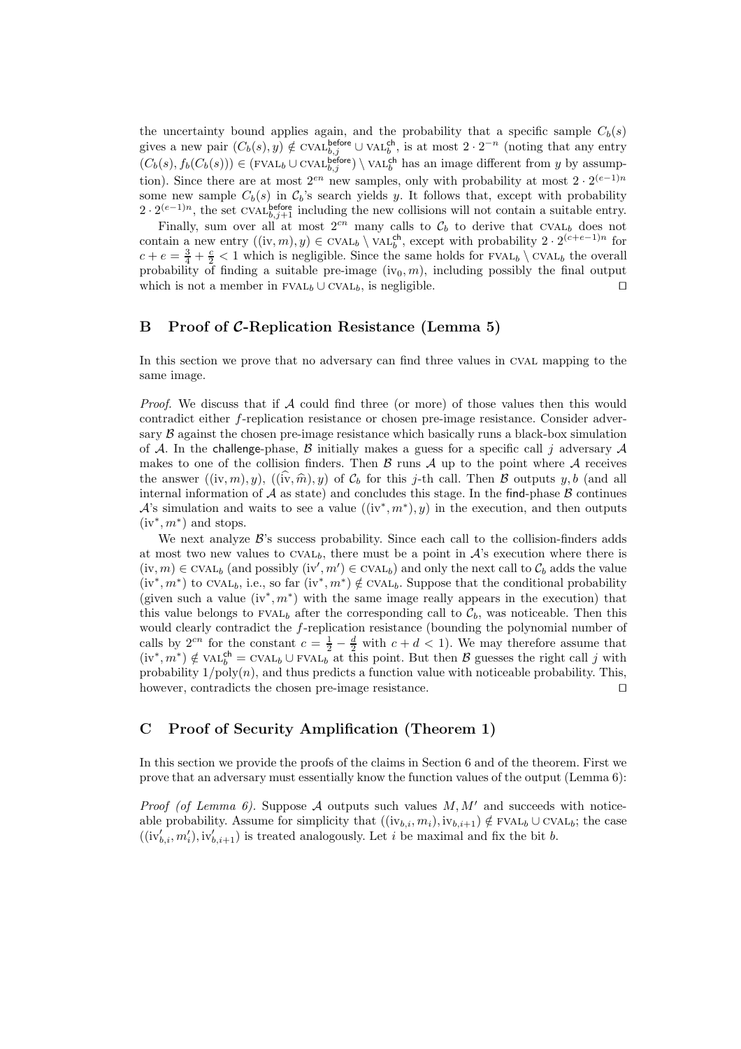the uncertainty bound applies again, and the probability that a specific sample $C_b(s)$ gives a new pair $(C_b(s), y) \notin \text{CVAL}_{b,j}^{\text{before}} \cup \text{VAL}_b^{\text{ch}}$, is at most $2 \cdot 2^{-n}$ (noting that any entry $(C_b(s), f_b(C_b(s))) \in (\text{FVAL}_b \cup \text{CVAL}_{b,j}^{\text{before}}) \setminus \text{VAL}_b^{\text{ch}}$ has an image different from $y$ by assumption). Since there are at most $2^{en}$ new samples, only with probability at most $2 \cdot 2^{(e-1)n}$ some new sample $C_b(s)$ in $\mathcal{C}_b$'s search yields $y$. It follows that, except with probability $2 \cdot 2^{(e-1)n}$, the set $\text{CVAL}_{b,j+1}^{\text{before}}$ including the new collisions will not contain a suitable entry.

Finally, sum over all at most $2^{cn}$ many calls to $\mathcal{C}_b$ to derive that $\text{CVAL}_b$ does not contain a new entry $((\text{iv}, m), y) \in \text{CVAL}_b \setminus \text{VAL}_b^{\text{ch}}$, except with probability $2 \cdot 2^{(c+e-1)n}$ for $c + e = \frac{3}{4} + \frac{c}{2} < 1$ which is negligible. Since the same holds for $\text{FVAL}_b \setminus \text{CVAL}_b$ the overall probability of finding a suitable pre-image $(\text{iv}_0, m)$, including possibly the final output which is not a member in $\text{FVAL}_b \cup \text{CVAL}_b$, is negligible. ⊓⊔

## B Proof of $\mathcal{C}$-Replication Resistance (Lemma 5)

In this section we prove that no adversary can find three values in CVAL mapping to the same image.

*Proof.* We discuss that if $\mathcal{A}$ could find three (or more) of those values then this would contradict either $f$-replication resistance or chosen pre-image resistance. Consider adversary $\mathcal{B}$ against the chosen pre-image resistance which basically runs a black-box simulation of $\mathcal{A}$. In the challenge-phase, $\mathcal{B}$ initially makes a guess for a specific call $j$ adversary $\mathcal{A}$ makes to one of the collision finders. Then $\mathcal{B}$ runs $\mathcal{A}$ up to the point where $\mathcal{A}$ receives the answer $((\text{iv}, m), y)$, $((\widehat{\text{iv}}, \widehat{m}), y)$ of $\mathcal{C}_b$ for this $j$-th call. Then $\mathcal{B}$ outputs $y, b$ (and all internal information of $\mathcal{A}$ as state) and concludes this stage. In the find-phase $\mathcal{B}$ continues $\mathcal{A}$'s simulation and waits to see a value $((\text{iv}^*, m^*), y)$ in the execution, and then outputs $(\text{iv}^*, m^*)$ and stops.

We next analyze $\mathcal{B}$'s success probability. Since each call to the collision-finders adds at most two new values to $\text{CVAL}_b$, there must be a point in $\mathcal{A}$'s execution where there is $(\text{iv}, m) \in \text{CVAL}_b$ (and possibly $(\text{iv}', m') \in \text{CVAL}_b$) and only the next call to $\mathcal{C}_b$ adds the value $(\text{iv}^*, m^*)$ to $\text{CVAL}_b$, i.e., so far $(\text{iv}^*, m^*) \notin \text{CVAL}_b$. Suppose that the conditional probability (given such a value $(\text{iv}^*, m^*)$ with the same image really appears in the execution) that this value belongs to $\text{FVAL}_b$ after the corresponding call to $\mathcal{C}_b$, was noticeable. Then this would clearly contradict the $f$-replication resistance (bounding the polynomial number of calls by $2^{cn}$ for the constant $c = \frac{1}{2} - \frac{d}{2}$ with $c + d < 1$). We may therefore assume that $(\text{iv}^*, m^*) \notin \text{VAL}_b^{\text{ch}} = \text{CVAL}_b \cup \text{FVAL}_b$ at this point. But then $\mathcal{B}$ guesses the right call $j$ with probability $1/\text{poly}(n)$, and thus predicts a function value with noticeable probability. This, however, contradicts the chosen pre-image resistance. ⊓⊔

## C Proof of Security Amplification (Theorem 1)

In this section we provide the proofs of the claims in Section 6 and of the theorem. First we prove that an adversary must essentially know the function values of the output (Lemma 6):

*Proof (of Lemma 6).* Suppose $\mathcal{A}$ outputs such values $M, M'$ and succeeds with noticeable probability. Assume for simplicity that $((\text{iv}_{b,i}, m_i), \text{iv}_{b,i+1}) \notin \text{FVAL}_b \cup \text{CVAL}_b$; the case $((\text{iv}'_{b,i}, m'_i), \text{iv}'_{b,i+1})$ is treated analogously. Let $i$ be maximal and fix the bit $b$.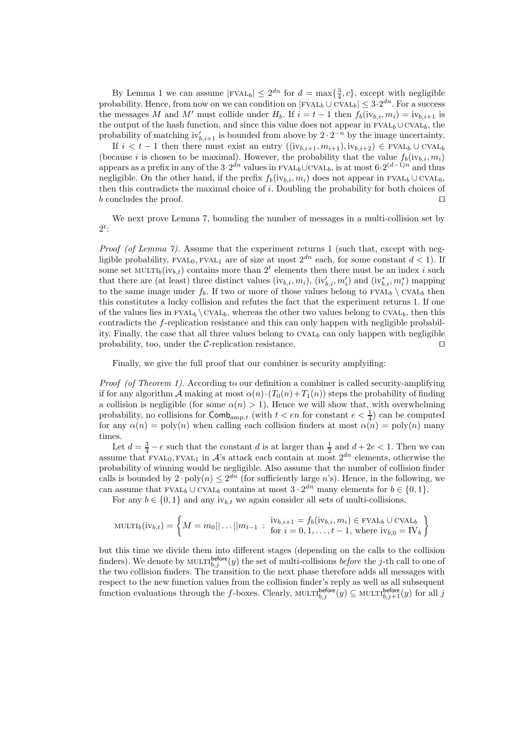By Lemma 1 we can assume $|\text{FVAL}_b| \leq 2^{dn}$ for $d = \max\{\frac{3}{4}, c\}$, except with negligible probability. Hence, from now on we can condition on $|\text{FVAL}_b \cup \text{CVAL}_b| \leq 3 \cdot 2^{dn}$. For a success the messages $M$ and $M'$ must collide under $H_b$. If $i = t-1$ then $f_b(\text{iv}_{b,i}, m_i) = \text{iv}_{b,i+1}$ is the output of the hash function, and since this value does not appear in $\text{FVAL}_b \cup \text{CVAL}_b$, the probability of matching $\text{iv}'_{b,i+1}$ is bounded from above by $2 \cdot 2^{-n}$ by the image uncertainty.

If $i < t-1$ then there must exist an entry $((\text{iv}_{b,i+1}, m_{i+1}), \text{iv}_{b,i+2}) \in \text{FVAL}_b \cup \text{CVAL}_b$ (because $i$ is chosen to be maximal). However, the probability that the value $f_b(\text{iv}_{b,i}, m_i)$ appears as a prefix in any of the $3 \cdot 2^{dn}$ values in $\text{FVAL}_b \cup \text{CVAL}_b$, is at most $6 \cdot 2^{(d-1)n}$ and thus negligible. On the other hand, if the prefix $f_b(\text{iv}_{b,i}, m_i)$ does not appear in $\text{FVAL}_b \cup \text{CVAL}_b$, then this contradicts the maximal choice of $i$. Doubling the probability for both choices of $b$ concludes the proof. $\square$

We next prove Lemma 7, bounding the number of messages in a multi-collision set by $2^t$:

*Proof (of Lemma 7).* Assume that the experiment returns 1 (such that, except with negligible probability, $\text{FVAL}_0, \text{FVAL}_1$ are of size at most $2^{dn}$ each, for some constant $d < 1$). If some set $\text{MULTI}_b(\text{iv}_{b,t})$ contains more than $2^t$ elements then there must be an index $i$ such that there are (at least) three distinct values $(\text{iv}_{b,i}, m_i)$, $(\text{iv}'_{b,i}, m'_i)$ and $(\text{iv}^*_{b,i}, m^*_i)$ mapping to the same image under $f_b$. If two or more of those values belong to $\text{FVAL}_b \setminus \text{CVAL}_b$ then this constitutes a lucky collision and refutes the fact that the experiment returns 1. If one of the values lies in $\text{FVAL}_b \setminus \text{CVAL}_b$, whereas the other two values belong to $\text{CVAL}_b$, then this contradicts the $f$-replication resistance and this can only happen with negligible probability. Finally, the case that all three values belong to $\text{CVAL}_b$ can only happen with negligible probability, too, under the $\mathcal{C}$-replication resistance. $\square$

Finally, we give the full proof that our combiner is security amplyifing:

*Proof (of Theorem 1).* According to our definition a combiner is called security-amplifying if for any algorithm $\mathcal{A}$ making at most $\alpha(n) \cdot (T_0(n) + T_1(n))$ steps the probability of finding a collision is negligible (for some $\alpha(n) > 1$). Hence we will show that, with overwhelming probability, no collisions for $\mathsf{Comb}_{\text{amp},t}$ (with $t < en$ for constant $e < \frac{1}{4}$) can be computed for any $\alpha(n) = \text{poly}(n)$ when calling each collision finders at most $\alpha(n) = \text{poly}(n)$ many times.

Let $d = \frac{3}{4} - e$ such that the constant $d$ is at larger than $\frac{1}{2}$ and $d + 2e < 1$. Then we can assume that $\text{FVAL}_0, \text{FVAL}_1$ in $\mathcal{A}$'s attack each contain at most $2^{dn}$ elements, otherwise the probability of winning would be negligible. Also assume that the number of collision finder calls is bounded by $2 \cdot \text{poly}(n) \leq 2^{dn}$ (for sufficiently large $n$'s). Hence, in the following, we can assume that $\text{FVAL}_b \cup \text{CVAL}_b$ contains at most $3 \cdot 2^{dn}$ many elements for $b \in \{0, 1\}$.

For any $b \in \{0,1\}$ and any $\text{iv}_{b,t}$ we again consider all sets of multi-collisions,

$$\text{MULTI}_b(\text{iv}_{b,t}) = \left\{ M = m_0 || \ldots || m_{t-1} \; : \; \begin{array}{l} \text{iv}_{b,i+1} = f_b(\text{iv}_{b,i}, m_i) \in \text{FVAL}_b \cup \text{CVAL}_b \\ \text{for } i = 0, 1, \ldots, t-1, \text{ where } \text{iv}_{b,0} = \text{IV}_b \end{array} \right\}$$

but this time we divide them into different stages (depending on the calls to the collision finders). We denote by $\text{MULTI}^{\mathsf{before}}_{b,j}(y)$ the set of multi-collisions *before* the $j$-th call to one of the two collision finders. The transition to the next phase therefore adds all messages with respect to the new function values from the collision finder's reply as well as all subsequent function evaluations through the $f$-boxes. Clearly, $\text{MULTI}^{\mathsf{before}}_{b,j}(y) \subseteq \text{MULTI}^{\mathsf{before}}_{b,j+1}(y)$ for all $j$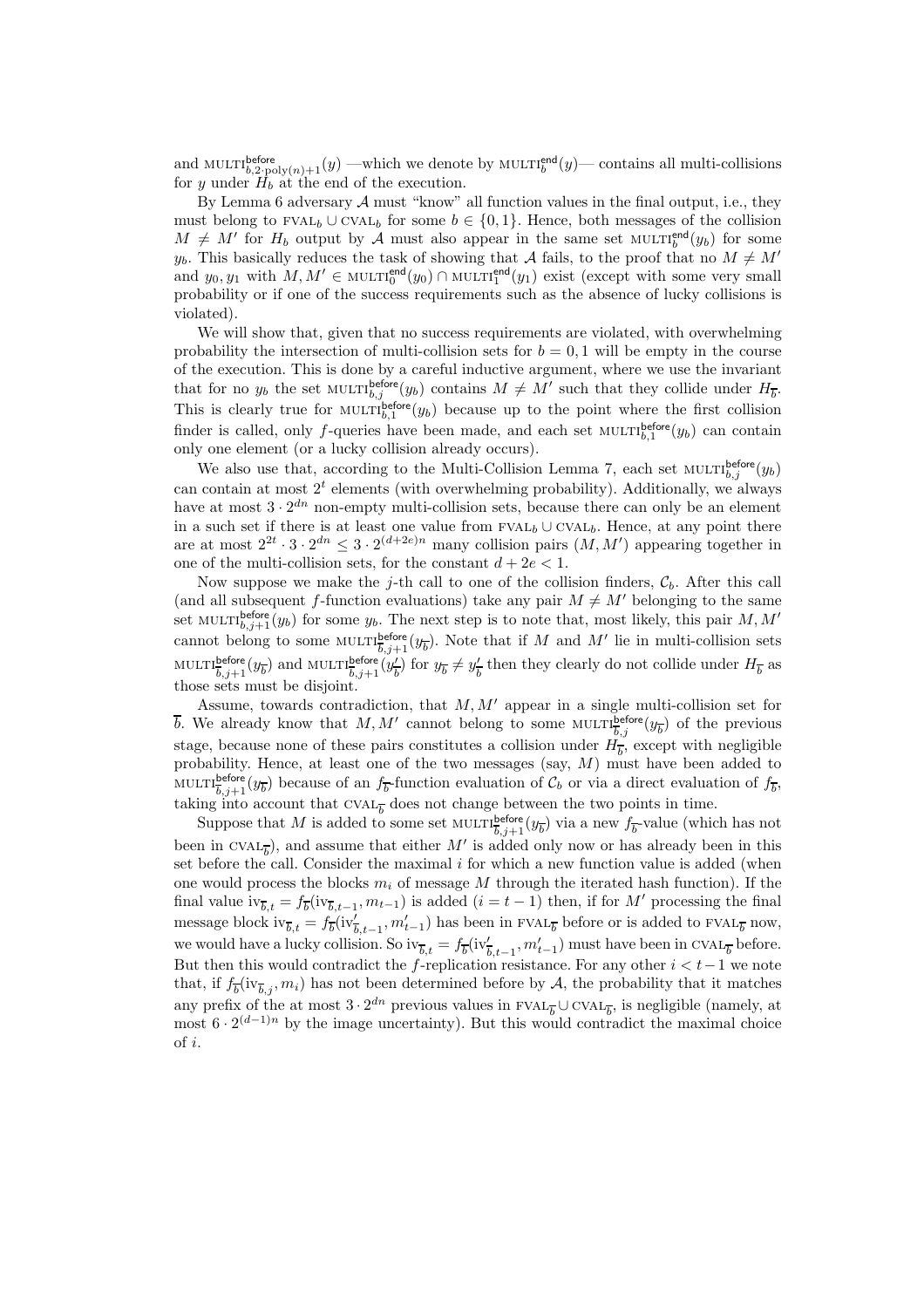and $\text{MULTI}^{\text{before}}_{b,2\cdot\text{poly}(n)+1}(y)$ —which we denote by $\text{MULTI}^{\text{end}}_{b}(y)$— contains all multi-collisions for $y$ under $H_b$ at the end of the execution.

By Lemma 6 adversary $\mathcal{A}$ must "know" all function values in the final output, i.e., they must belong to $\text{FVAL}_b \cup \text{CVAL}_b$ for some $b \in \{0,1\}$. Hence, both messages of the collision $M \neq M'$ for $H_b$ output by $\mathcal{A}$ must also appear in the same set $\text{MULTI}^{\text{end}}_{b}(y_b)$ for some $y_b$. This basically reduces the task of showing that $\mathcal{A}$ fails, to the proof that no $M \neq M'$ and $y_0, y_1$ with $M, M' \in \text{MULTI}^{\text{end}}_{0}(y_0) \cap \text{MULTI}^{\text{end}}_{1}(y_1)$ exist (except with some very small probability or if one of the success requirements such as the absence of lucky collisions is violated).

We will show that, given that no success requirements are violated, with overwhelming probability the intersection of multi-collision sets for $b = 0, 1$ will be empty in the course of the execution. This is done by a careful inductive argument, where we use the invariant that for no $y_b$ the set $\text{MULTI}^{\text{before}}_{b,j}(y_b)$ contains $M \neq M'$ such that they collide under $H_{\overline{b}}$. This is clearly true for $\text{MULTI}^{\text{before}}_{b,1}(y_b)$ because up to the point where the first collision finder is called, only $f$-queries have been made, and each set $\text{MULTI}^{\text{before}}_{b,1}(y_b)$ can contain only one element (or a lucky collision already occurs).

We also use that, according to the Multi-Collision Lemma 7, each set $\text{MULTI}^{\text{before}}_{b,j}(y_b)$ can contain at most $2^t$ elements (with overwhelming probability). Additionally, we always have at most $3 \cdot 2^{dn}$ non-empty multi-collision sets, because there can only be an element in a such set if there is at least one value from $\text{FVAL}_b \cup \text{CVAL}_b$. Hence, at any point there are at most $2^{2t} \cdot 3 \cdot 2^{dn} \leq 3 \cdot 2^{(d+2e)n}$ many collision pairs $(M, M')$ appearing together in one of the multi-collision sets, for the constant $d + 2e < 1$.

Now suppose we make the $j$-th call to one of the collision finders, $\mathcal{C}_b$. After this call (and all subsequent $f$-function evaluations) take any pair $M \neq M'$ belonging to the same set $\text{MULTI}^{\text{before}}_{b,j+1}(y_b)$ for some $y_b$. The next step is to note that, most likely, this pair $M, M'$ cannot belong to some $\text{MULTI}^{\text{before}}_{\overline{b},j+1}(y_{\overline{b}})$. Note that if $M$ and $M'$ lie in multi-collision sets $\text{MULTI}^{\text{before}}_{\overline{b},j+1}(y_{\overline{b}})$ and $\text{MULTI}^{\text{before}}_{\overline{b},j+1}(y'_{\overline{b}})$ for $y_{\overline{b}} \neq y'_{\overline{b}}$ then they clearly do not collide under $H_{\overline{b}}$ as those sets must be disjoint.

Assume, towards contradiction, that $M, M'$ appear in a single multi-collision set for $\overline{b}$. We already know that $M, M'$ cannot belong to some $\text{MULTI}^{\text{before}}_{\overline{b},j}(y_{\overline{b}})$ of the previous stage, because none of these pairs constitutes a collision under $H_{\overline{b}}$, except with negligible probability. Hence, at least one of the two messages (say, $M$) must have been added to $\text{MULTI}^{\text{before}}_{\overline{b},j+1}(y_{\overline{b}})$ because of an $f_{\overline{b}}$-function evaluation of $\mathcal{C}_b$ or via a direct evaluation of $f_{\overline{b}}$, taking into account that $\text{CVAL}_{\overline{b}}$ does not change between the two points in time.

Suppose that $M$ is added to some set $\text{MULTI}^{\text{before}}_{\overline{b},j+1}(y_{\overline{b}})$ via a new $f_{\overline{b}}$-value (which has not been in $\text{CVAL}_{\overline{b}}$), and assume that either $M'$ is added only now or has already been in this set before the call. Consider the maximal $i$ for which a new function value is added (when one would process the blocks $m_i$ of message $M$ through the iterated hash function). If the final value $\text{iv}_{\overline{b},t} = f_{\overline{b}}(\text{iv}_{\overline{b},t-1}, m_{t-1})$ is added ($i = t - 1$) then, if for $M'$ processing the final message block $\text{iv}_{\overline{b},t} = f_{\overline{b}}(\text{iv}'_{\overline{b},t-1}, m'_{t-1})$ has been in $\text{FVAL}_{\overline{b}}$ before or is added to $\text{FVAL}_{\overline{b}}$ now, we would have a lucky collision. So $\text{iv}_{\overline{b},t} = f_{\overline{b}}(\text{iv}'_{\overline{b},t-1}, m'_{t-1})$ must have been in $\text{CVAL}_{\overline{b}}$ before. But then this would contradict the $f$-replication resistance. For any other $i < t-1$ we note that, if $f_{\overline{b}}(\text{iv}_{\overline{b},j}, m_i)$ has not been determined before by $\mathcal{A}$, the probability that it matches any prefix of the at most $3 \cdot 2^{dn}$ previous values in $\text{FVAL}_{\overline{b}} \cup \text{CVAL}_{\overline{b}}$, is negligible (namely, at most $6 \cdot 2^{(d-1)n}$ by the image uncertainty). But this would contradict the maximal choice of $i$.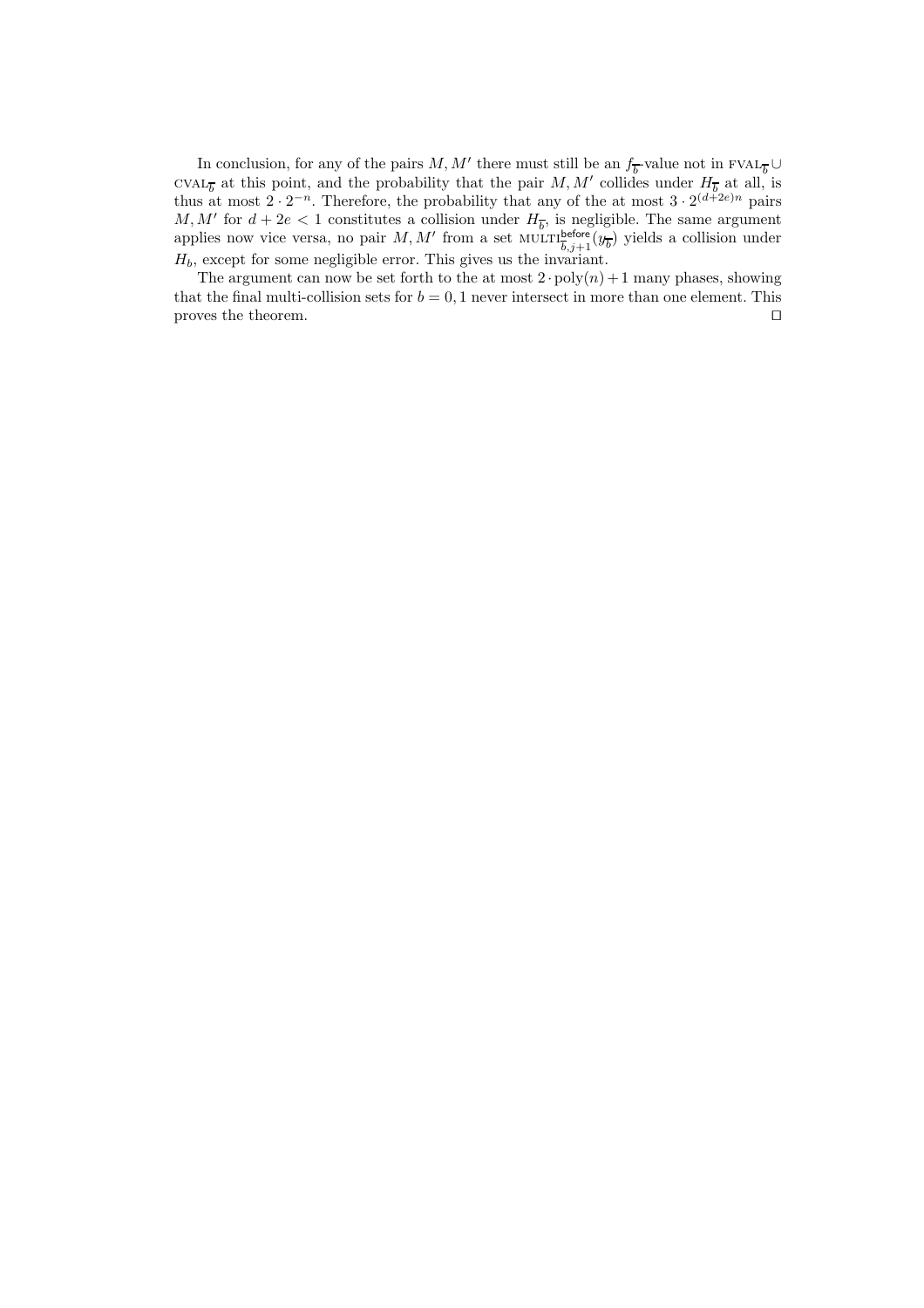In conclusion, for any of the pairs $M, M'$ there must still be an $f_{\overline{b}}$-value not in $\text{FVAL}_{\overline{b}} \cup \text{CVAL}_{\overline{b}}$ at this point, and the probability that the pair $M, M'$ collides under $H_{\overline{b}}$ at all, is thus at most $2 \cdot 2^{-n}$. Therefore, the probability that any of the at most $3 \cdot 2^{(d+2e)n}$ pairs $M, M'$ for $d + 2e < 1$ constitutes a collision under $H_{\overline{b}}$, is negligible. The same argument applies now vice versa, no pair $M, M'$ from a set $\text{MULTI}^{\mathsf{before}}_{\overline{b},j+1}(y_{\overline{b}})$ yields a collision under $H_b$, except for some negligible error. This gives us the invariant.

The argument can now be set forth to the at most $2 \cdot \text{poly}(n) + 1$ many phases, showing that the final multi-collision sets for $b = 0, 1$ never intersect in more than one element. This proves the theorem. $\square$